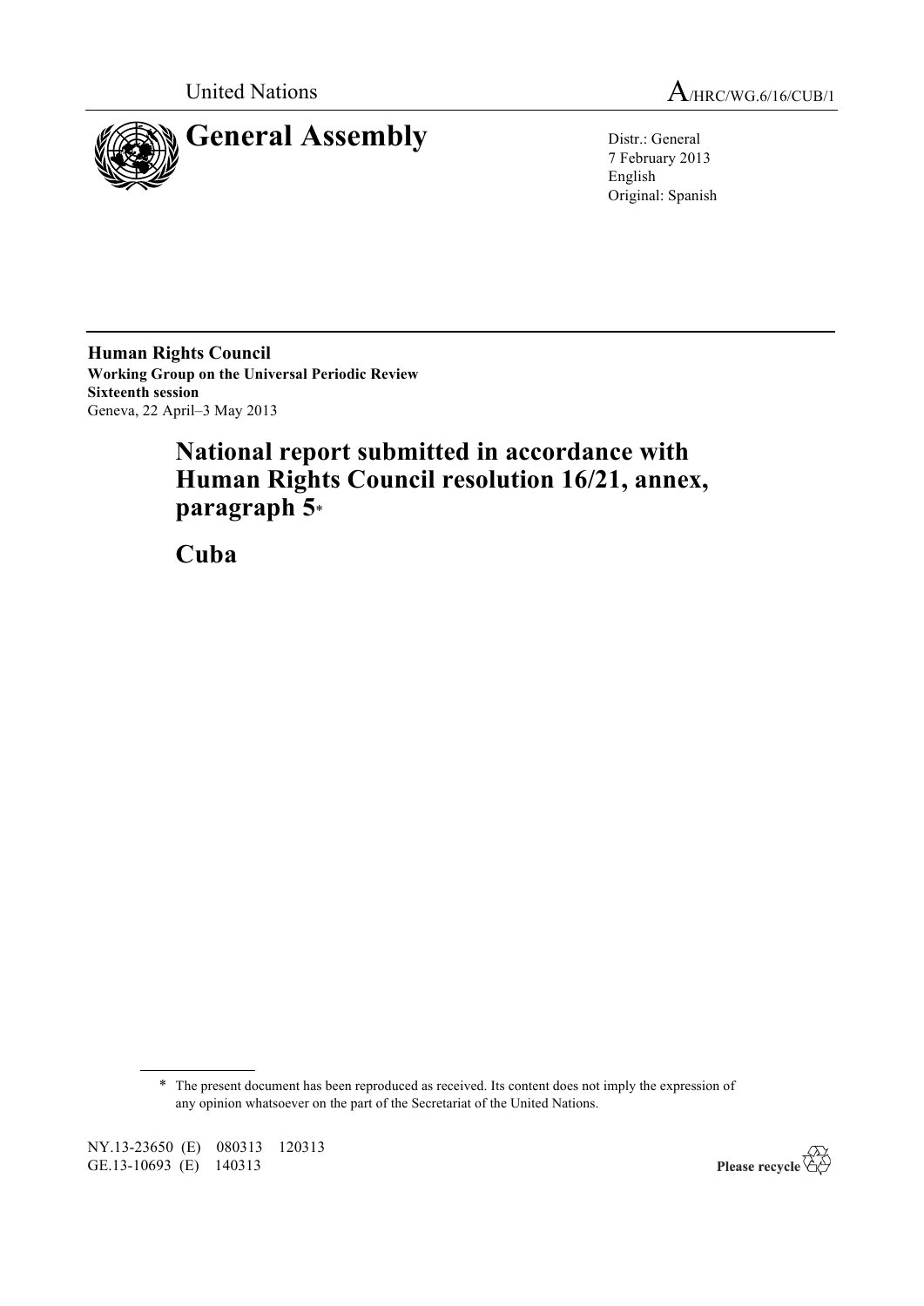United Nations

A/HRC/WG.6/16/CUB/1

# General Assembly

Distr.: General
7 February 2013
English
Original: Spanish

**Human Rights Council**
**Working Group on the Universal Periodic Review**
**Sixteenth session**
Geneva, 22 April–3 May 2013

# National report submitted in accordance with Human Rights Council resolution 16/21, annex, paragraph 5*

# Cuba

\* The present document has been reproduced as received. Its content does not imply the expression of any opinion whatsoever on the part of the Secretariat of the United Nations.

NY.13-23650 (E) 080313 120313
GE.13-10693 (E) 140313

Please recycle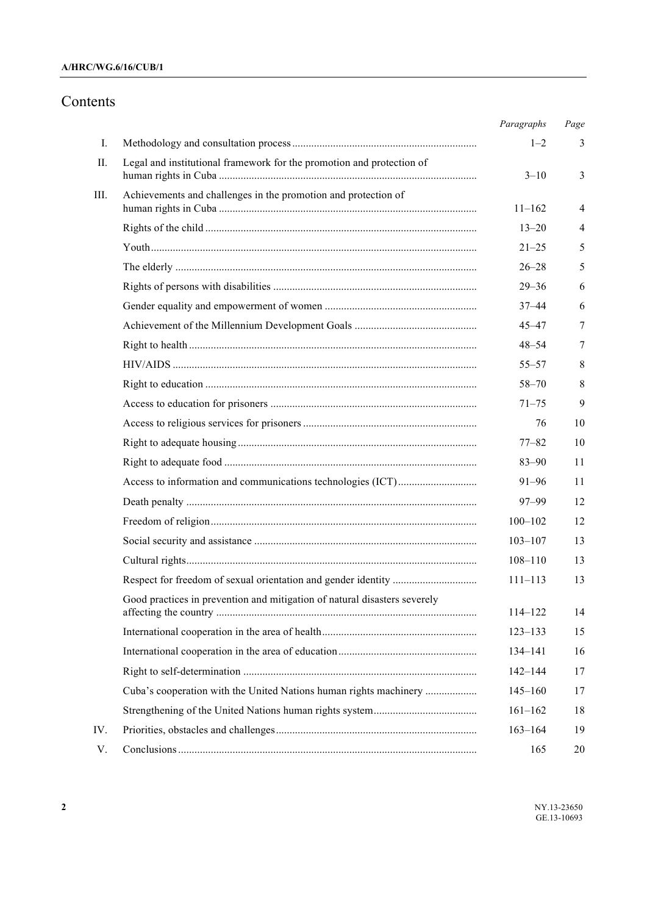# Contents

| | | *Paragraphs* | *Page* |
|---|---|---|---|
| I. | Methodology and consultation process | 1–2 | 3 |
| II. | Legal and institutional framework for the promotion and protection of human rights in Cuba | 3–10 | 3 |
| III. | Achievements and challenges in the promotion and protection of human rights in Cuba | 11–162 | 4 |
| | Rights of the child | 13–20 | 4 |
| | Youth | 21–25 | 5 |
| | The elderly | 26–28 | 5 |
| | Rights of persons with disabilities | 29–36 | 6 |
| | Gender equality and empowerment of women | 37–44 | 6 |
| | Achievement of the Millennium Development Goals | 45–47 | 7 |
| | Right to health | 48–54 | 7 |
| | HIV/AIDS | 55–57 | 8 |
| | Right to education | 58–70 | 8 |
| | Access to education for prisoners | 71–75 | 9 |
| | Access to religious services for prisoners | 76 | 10 |
| | Right to adequate housing | 77–82 | 10 |
| | Right to adequate food | 83–90 | 11 |
| | Access to information and communications technologies (ICT) | 91–96 | 11 |
| | Death penalty | 97–99 | 12 |
| | Freedom of religion | 100–102 | 12 |
| | Social security and assistance | 103–107 | 13 |
| | Cultural rights | 108–110 | 13 |
| | Respect for freedom of sexual orientation and gender identity | 111–113 | 13 |
| | Good practices in prevention and mitigation of natural disasters severely affecting the country | 114–122 | 14 |
| | International cooperation in the area of health | 123–133 | 15 |
| | International cooperation in the area of education | 134–141 | 16 |
| | Right to self-determination | 142–144 | 17 |
| | Cuba's cooperation with the United Nations human rights machinery | 145–160 | 17 |
| | Strengthening of the United Nations human rights system | 161–162 | 18 |
| IV. | Priorities, obstacles and challenges | 163–164 | 19 |
| V. | Conclusions | 165 | 20 |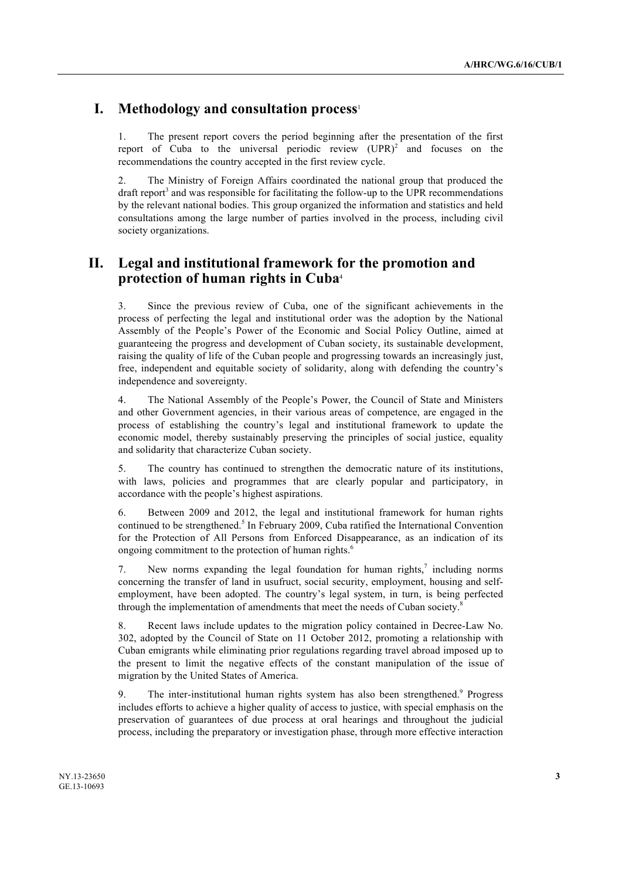# I. Methodology and consultation process[1]

1. The present report covers the period beginning after the presentation of the first report of Cuba to the universal periodic review (UPR)[2] and focuses on the recommendations the country accepted in the first review cycle.

2. The Ministry of Foreign Affairs coordinated the national group that produced the draft report[3] and was responsible for facilitating the follow-up to the UPR recommendations by the relevant national bodies. This group organized the information and statistics and held consultations among the large number of parties involved in the process, including civil society organizations.

# II. Legal and institutional framework for the promotion and protection of human rights in Cuba[4]

3. Since the previous review of Cuba, one of the significant achievements in the process of perfecting the legal and institutional order was the adoption by the National Assembly of the People's Power of the Economic and Social Policy Outline, aimed at guaranteeing the progress and development of Cuban society, its sustainable development, raising the quality of life of the Cuban people and progressing towards an increasingly just, free, independent and equitable society of solidarity, along with defending the country's independence and sovereignty.

4. The National Assembly of the People's Power, the Council of State and Ministers and other Government agencies, in their various areas of competence, are engaged in the process of establishing the country's legal and institutional framework to update the economic model, thereby sustainably preserving the principles of social justice, equality and solidarity that characterize Cuban society.

5. The country has continued to strengthen the democratic nature of its institutions, with laws, policies and programmes that are clearly popular and participatory, in accordance with the people's highest aspirations.

6. Between 2009 and 2012, the legal and institutional framework for human rights continued to be strengthened.[5] In February 2009, Cuba ratified the International Convention for the Protection of All Persons from Enforced Disappearance, as an indication of its ongoing commitment to the protection of human rights.[6]

7. New norms expanding the legal foundation for human rights,[7] including norms concerning the transfer of land in usufruct, social security, employment, housing and self-employment, have been adopted. The country's legal system, in turn, is being perfected through the implementation of amendments that meet the needs of Cuban society.[8]

8. Recent laws include updates to the migration policy contained in Decree-Law No. 302, adopted by the Council of State on 11 October 2012, promoting a relationship with Cuban emigrants while eliminating prior regulations regarding travel abroad imposed up to the present to limit the negative effects of the constant manipulation of the issue of migration by the United States of America.

9. The inter-institutional human rights system has also been strengthened.[9] Progress includes efforts to achieve a higher quality of access to justice, with special emphasis on the preservation of guarantees of due process at oral hearings and throughout the judicial process, including the preparatory or investigation phase, through more effective interaction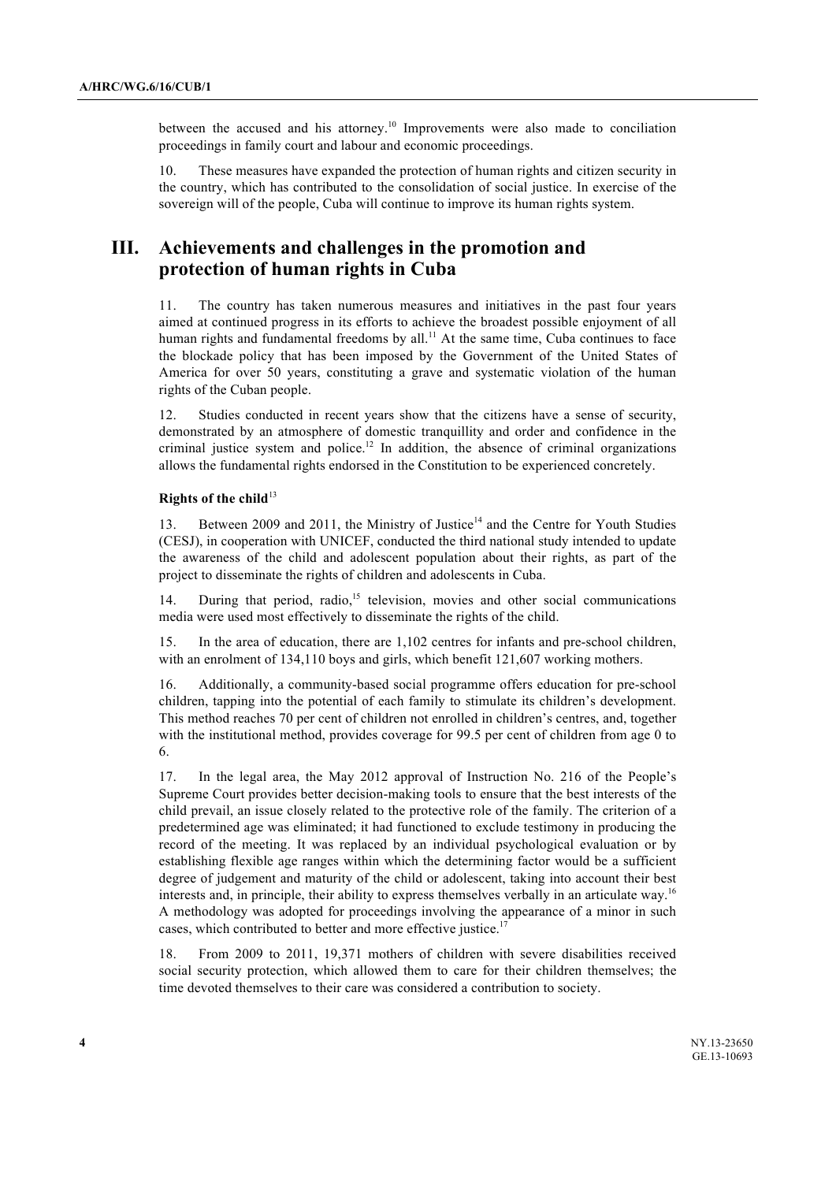between the accused and his attorney.[10] Improvements were also made to conciliation proceedings in family court and labour and economic proceedings.

10. These measures have expanded the protection of human rights and citizen security in the country, which has contributed to the consolidation of social justice. In exercise of the sovereign will of the people, Cuba will continue to improve its human rights system.

# III. Achievements and challenges in the promotion and protection of human rights in Cuba

11. The country has taken numerous measures and initiatives in the past four years aimed at continued progress in its efforts to achieve the broadest possible enjoyment of all human rights and fundamental freedoms by all.[11] At the same time, Cuba continues to face the blockade policy that has been imposed by the Government of the United States of America for over 50 years, constituting a grave and systematic violation of the human rights of the Cuban people.

12. Studies conducted in recent years show that the citizens have a sense of security, demonstrated by an atmosphere of domestic tranquillity and order and confidence in the criminal justice system and police.[12] In addition, the absence of criminal organizations allows the fundamental rights endorsed in the Constitution to be experienced concretely.

### Rights of the child[13]

13. Between 2009 and 2011, the Ministry of Justice[14] and the Centre for Youth Studies (CESJ), in cooperation with UNICEF, conducted the third national study intended to update the awareness of the child and adolescent population about their rights, as part of the project to disseminate the rights of children and adolescents in Cuba.

14. During that period, radio,[15] television, movies and other social communications media were used most effectively to disseminate the rights of the child.

15. In the area of education, there are 1,102 centres for infants and pre-school children, with an enrolment of 134,110 boys and girls, which benefit 121,607 working mothers.

16. Additionally, a community-based social programme offers education for pre-school children, tapping into the potential of each family to stimulate its children's development. This method reaches 70 per cent of children not enrolled in children's centres, and, together with the institutional method, provides coverage for 99.5 per cent of children from age 0 to 6.

17. In the legal area, the May 2012 approval of Instruction No. 216 of the People's Supreme Court provides better decision-making tools to ensure that the best interests of the child prevail, an issue closely related to the protective role of the family. The criterion of a predetermined age was eliminated; it had functioned to exclude testimony in producing the record of the meeting. It was replaced by an individual psychological evaluation or by establishing flexible age ranges within which the determining factor would be a sufficient degree of judgement and maturity of the child or adolescent, taking into account their best interests and, in principle, their ability to express themselves verbally in an articulate way.[16] A methodology was adopted for proceedings involving the appearance of a minor in such cases, which contributed to better and more effective justice.[17]

18. From 2009 to 2011, 19,371 mothers of children with severe disabilities received social security protection, which allowed them to care for their children themselves; the time devoted themselves to their care was considered a contribution to society.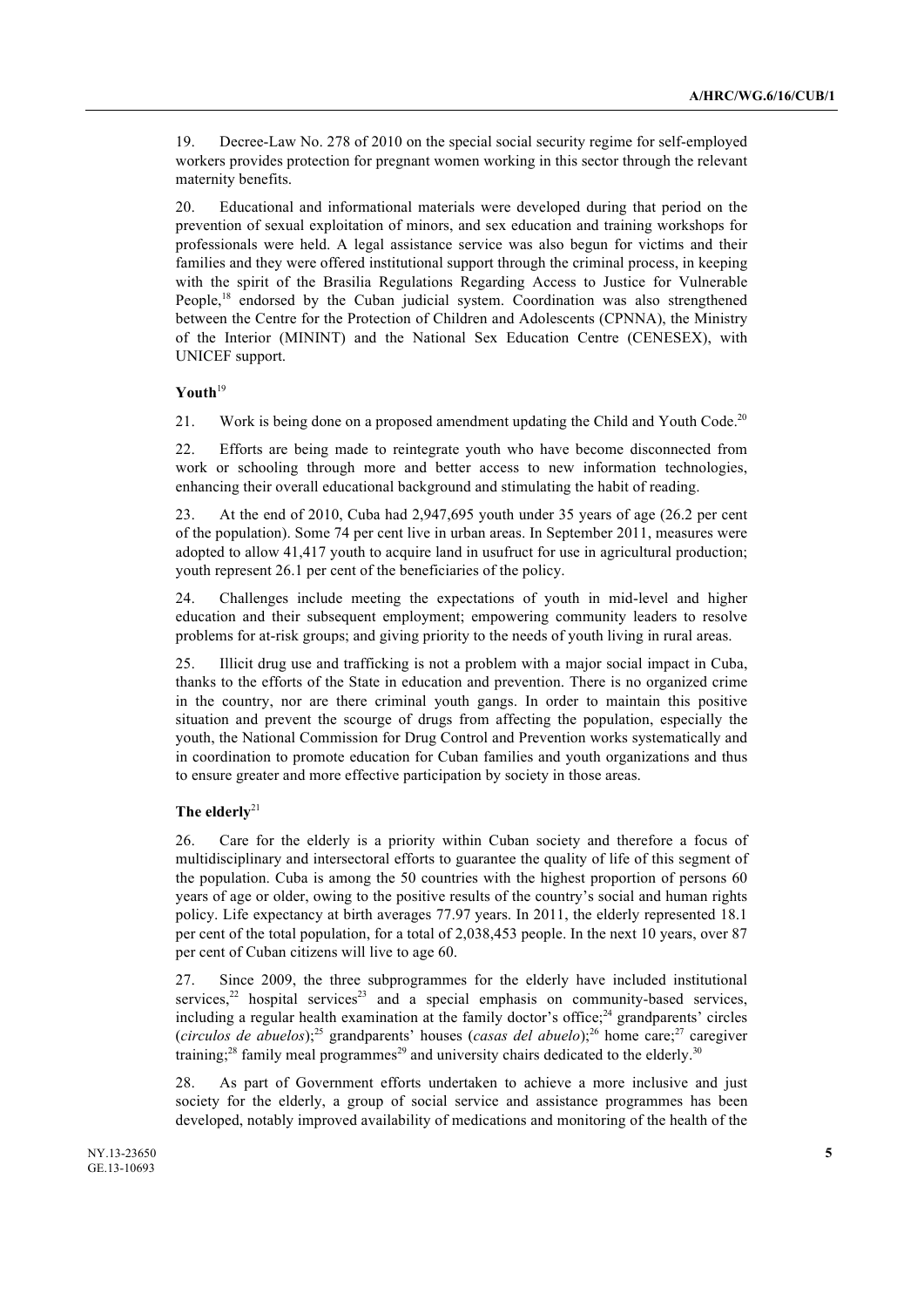19. Decree-Law No. 278 of 2010 on the special social security regime for self-employed workers provides protection for pregnant women working in this sector through the relevant maternity benefits.

20. Educational and informational materials were developed during that period on the prevention of sexual exploitation of minors, and sex education and training workshops for professionals were held. A legal assistance service was also begun for victims and their families and they were offered institutional support through the criminal process, in keeping with the spirit of the Brasilia Regulations Regarding Access to Justice for Vulnerable People,[18] endorsed by the Cuban judicial system. Coordination was also strengthened between the Centre for the Protection of Children and Adolescents (CPNNA), the Ministry of the Interior (MININT) and the National Sex Education Centre (CENESEX), with UNICEF support.

### Youth[19]

21. Work is being done on a proposed amendment updating the Child and Youth Code.[20]

22. Efforts are being made to reintegrate youth who have become disconnected from work or schooling through more and better access to new information technologies, enhancing their overall educational background and stimulating the habit of reading.

23. At the end of 2010, Cuba had 2,947,695 youth under 35 years of age (26.2 per cent of the population). Some 74 per cent live in urban areas. In September 2011, measures were adopted to allow 41,417 youth to acquire land in usufruct for use in agricultural production; youth represent 26.1 per cent of the beneficiaries of the policy.

24. Challenges include meeting the expectations of youth in mid-level and higher education and their subsequent employment; empowering community leaders to resolve problems for at-risk groups; and giving priority to the needs of youth living in rural areas.

25. Illicit drug use and trafficking is not a problem with a major social impact in Cuba, thanks to the efforts of the State in education and prevention. There is no organized crime in the country, nor are there criminal youth gangs. In order to maintain this positive situation and prevent the scourge of drugs from affecting the population, especially the youth, the National Commission for Drug Control and Prevention works systematically and in coordination to promote education for Cuban families and youth organizations and thus to ensure greater and more effective participation by society in those areas.

### The elderly[21]

26. Care for the elderly is a priority within Cuban society and therefore a focus of multidisciplinary and intersectoral efforts to guarantee the quality of life of this segment of the population. Cuba is among the 50 countries with the highest proportion of persons 60 years of age or older, owing to the positive results of the country's social and human rights policy. Life expectancy at birth averages 77.97 years. In 2011, the elderly represented 18.1 per cent of the total population, for a total of 2,038,453 people. In the next 10 years, over 87 per cent of Cuban citizens will live to age 60.

27. Since 2009, the three subprogrammes for the elderly have included institutional services,[22] hospital services[23] and a special emphasis on community-based services, including a regular health examination at the family doctor's office;[24] grandparents' circles (*circulos de abuelos*);[25] grandparents' houses (*casas del abuelo*);[26] home care;[27] caregiver training;[28] family meal programmes[29] and university chairs dedicated to the elderly.[30]

28. As part of Government efforts undertaken to achieve a more inclusive and just society for the elderly, a group of social service and assistance programmes has been developed, notably improved availability of medications and monitoring of the health of the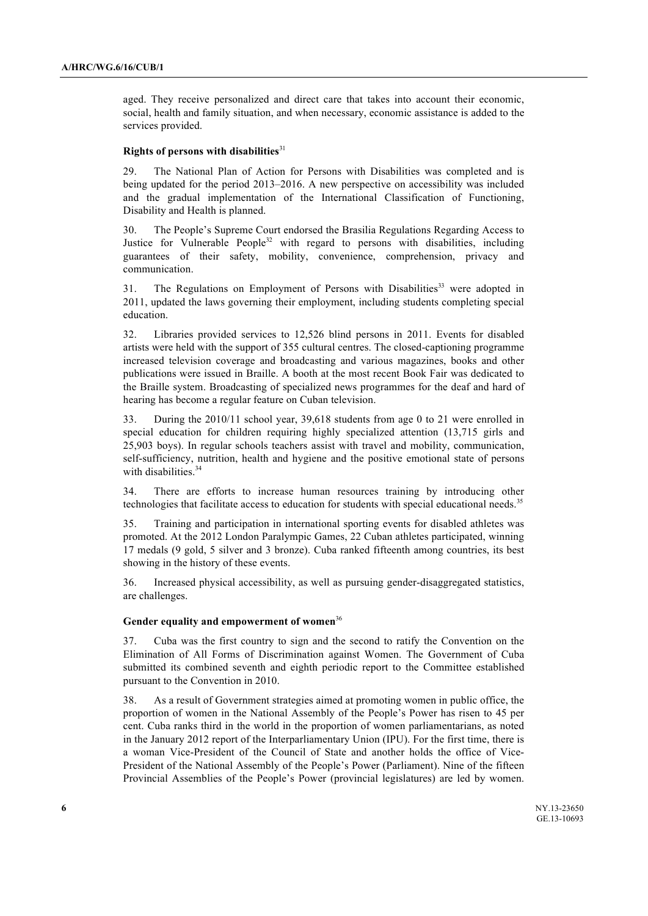aged. They receive personalized and direct care that takes into account their economic, social, health and family situation, and when necessary, economic assistance is added to the services provided.

### Rights of persons with disabilities[31]

29. The National Plan of Action for Persons with Disabilities was completed and is being updated for the period 2013–2016. A new perspective on accessibility was included and the gradual implementation of the International Classification of Functioning, Disability and Health is planned.

30. The People's Supreme Court endorsed the Brasilia Regulations Regarding Access to Justice for Vulnerable People[32] with regard to persons with disabilities, including guarantees of their safety, mobility, convenience, comprehension, privacy and communication.

31. The Regulations on Employment of Persons with Disabilities[33] were adopted in 2011, updated the laws governing their employment, including students completing special education.

32. Libraries provided services to 12,526 blind persons in 2011. Events for disabled artists were held with the support of 355 cultural centres. The closed-captioning programme increased television coverage and broadcasting and various magazines, books and other publications were issued in Braille. A booth at the most recent Book Fair was dedicated to the Braille system. Broadcasting of specialized news programmes for the deaf and hard of hearing has become a regular feature on Cuban television.

33. During the 2010/11 school year, 39,618 students from age 0 to 21 were enrolled in special education for children requiring highly specialized attention (13,715 girls and 25,903 boys). In regular schools teachers assist with travel and mobility, communication, self-sufficiency, nutrition, health and hygiene and the positive emotional state of persons with disabilities.[34]

34. There are efforts to increase human resources training by introducing other technologies that facilitate access to education for students with special educational needs.[35]

35. Training and participation in international sporting events for disabled athletes was promoted. At the 2012 London Paralympic Games, 22 Cuban athletes participated, winning 17 medals (9 gold, 5 silver and 3 bronze). Cuba ranked fifteenth among countries, its best showing in the history of these events.

36. Increased physical accessibility, as well as pursuing gender-disaggregated statistics, are challenges.

### Gender equality and empowerment of women[36]

37. Cuba was the first country to sign and the second to ratify the Convention on the Elimination of All Forms of Discrimination against Women. The Government of Cuba submitted its combined seventh and eighth periodic report to the Committee established pursuant to the Convention in 2010.

38. As a result of Government strategies aimed at promoting women in public office, the proportion of women in the National Assembly of the People's Power has risen to 45 per cent. Cuba ranks third in the world in the proportion of women parliamentarians, as noted in the January 2012 report of the Interparliamentary Union (IPU). For the first time, there is a woman Vice-President of the Council of State and another holds the office of Vice-President of the National Assembly of the People's Power (Parliament). Nine of the fifteen Provincial Assemblies of the People's Power (provincial legislatures) are led by women.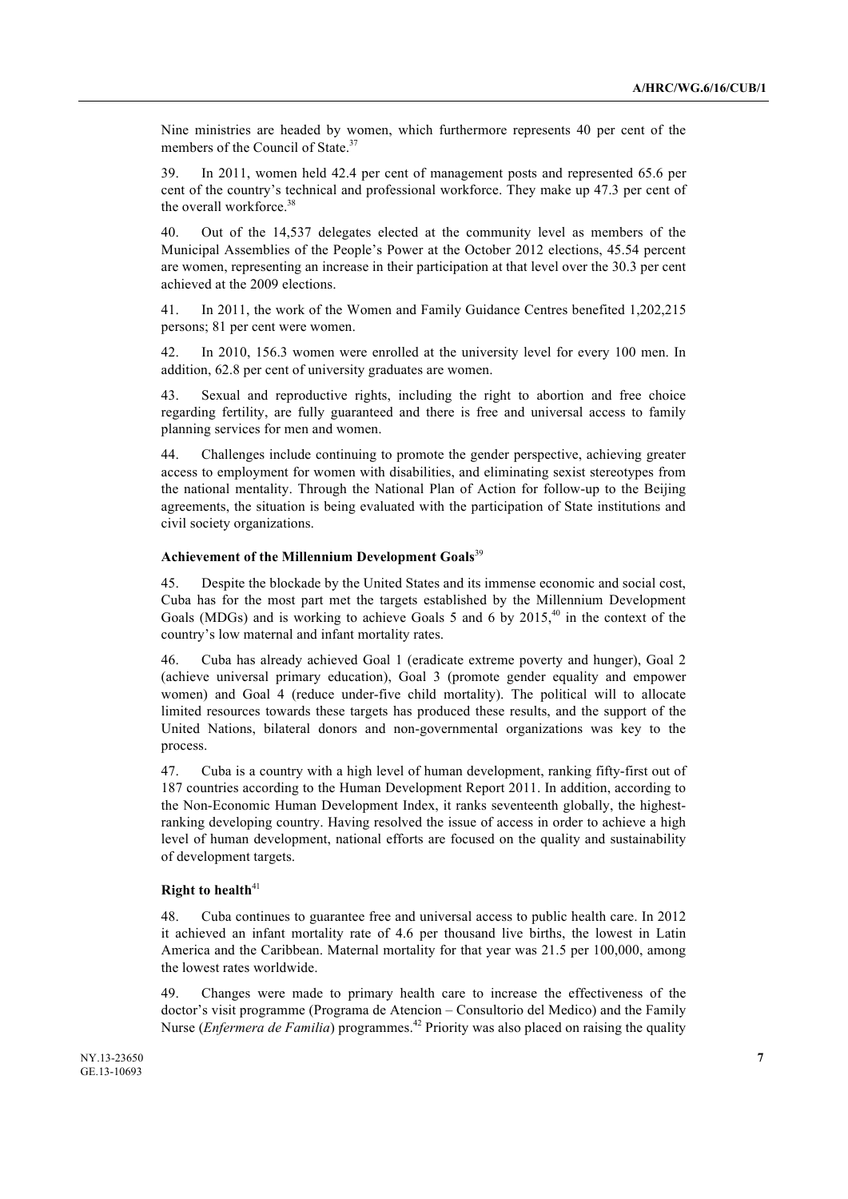Nine ministries are headed by women, which furthermore represents 40 per cent of the members of the Council of State.[37]

39. In 2011, women held 42.4 per cent of management posts and represented 65.6 per cent of the country's technical and professional workforce. They make up 47.3 per cent of the overall workforce.[38]

40. Out of the 14,537 delegates elected at the community level as members of the Municipal Assemblies of the People's Power at the October 2012 elections, 45.54 percent are women, representing an increase in their participation at that level over the 30.3 per cent achieved at the 2009 elections.

41. In 2011, the work of the Women and Family Guidance Centres benefited 1,202,215 persons; 81 per cent were women.

42. In 2010, 156.3 women were enrolled at the university level for every 100 men. In addition, 62.8 per cent of university graduates are women.

43. Sexual and reproductive rights, including the right to abortion and free choice regarding fertility, are fully guaranteed and there is free and universal access to family planning services for men and women.

44. Challenges include continuing to promote the gender perspective, achieving greater access to employment for women with disabilities, and eliminating sexist stereotypes from the national mentality. Through the National Plan of Action for follow-up to the Beijing agreements, the situation is being evaluated with the participation of State institutions and civil society organizations.

### Achievement of the Millennium Development Goals[39]

45. Despite the blockade by the United States and its immense economic and social cost, Cuba has for the most part met the targets established by the Millennium Development Goals (MDGs) and is working to achieve Goals 5 and 6 by 2015,[40] in the context of the country's low maternal and infant mortality rates.

46. Cuba has already achieved Goal 1 (eradicate extreme poverty and hunger), Goal 2 (achieve universal primary education), Goal 3 (promote gender equality and empower women) and Goal 4 (reduce under-five child mortality). The political will to allocate limited resources towards these targets has produced these results, and the support of the United Nations, bilateral donors and non-governmental organizations was key to the process.

47. Cuba is a country with a high level of human development, ranking fifty-first out of 187 countries according to the Human Development Report 2011. In addition, according to the Non-Economic Human Development Index, it ranks seventeenth globally, the highest-ranking developing country. Having resolved the issue of access in order to achieve a high level of human development, national efforts are focused on the quality and sustainability of development targets.

### Right to health[41]

48. Cuba continues to guarantee free and universal access to public health care. In 2012 it achieved an infant mortality rate of 4.6 per thousand live births, the lowest in Latin America and the Caribbean. Maternal mortality for that year was 21.5 per 100,000, among the lowest rates worldwide.

49. Changes were made to primary health care to increase the effectiveness of the doctor's visit programme (Programa de Atencion – Consultorio del Medico) and the Family Nurse (*Enfermera de Familia*) programmes.[42] Priority was also placed on raising the quality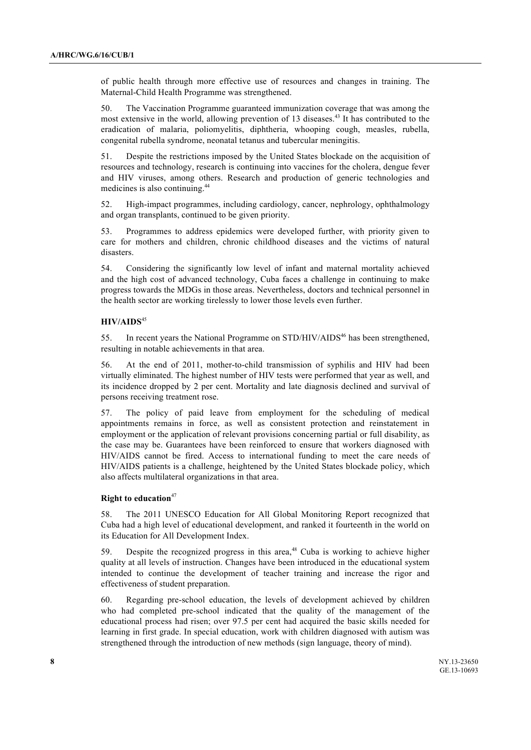of public health through more effective use of resources and changes in training. The Maternal-Child Health Programme was strengthened.

50. The Vaccination Programme guaranteed immunization coverage that was among the most extensive in the world, allowing prevention of 13 diseases.[43] It has contributed to the eradication of malaria, poliomyelitis, diphtheria, whooping cough, measles, rubella, congenital rubella syndrome, neonatal tetanus and tubercular meningitis.

51. Despite the restrictions imposed by the United States blockade on the acquisition of resources and technology, research is continuing into vaccines for the cholera, dengue fever and HIV viruses, among others. Research and production of generic technologies and medicines is also continuing.[44]

52. High-impact programmes, including cardiology, cancer, nephrology, ophthalmology and organ transplants, continued to be given priority.

53. Programmes to address epidemics were developed further, with priority given to care for mothers and children, chronic childhood diseases and the victims of natural disasters.

54. Considering the significantly low level of infant and maternal mortality achieved and the high cost of advanced technology, Cuba faces a challenge in continuing to make progress towards the MDGs in those areas. Nevertheless, doctors and technical personnel in the health sector are working tirelessly to lower those levels even further.

### HIV/AIDS[45]

55. In recent years the National Programme on STD/HIV/AIDS[46] has been strengthened, resulting in notable achievements in that area.

56. At the end of 2011, mother-to-child transmission of syphilis and HIV had been virtually eliminated. The highest number of HIV tests were performed that year as well, and its incidence dropped by 2 per cent. Mortality and late diagnosis declined and survival of persons receiving treatment rose.

57. The policy of paid leave from employment for the scheduling of medical appointments remains in force, as well as consistent protection and reinstatement in employment or the application of relevant provisions concerning partial or full disability, as the case may be. Guarantees have been reinforced to ensure that workers diagnosed with HIV/AIDS cannot be fired. Access to international funding to meet the care needs of HIV/AIDS patients is a challenge, heightened by the United States blockade policy, which also affects multilateral organizations in that area.

### Right to education[47]

58. The 2011 UNESCO Education for All Global Monitoring Report recognized that Cuba had a high level of educational development, and ranked it fourteenth in the world on its Education for All Development Index.

59. Despite the recognized progress in this area,[48] Cuba is working to achieve higher quality at all levels of instruction. Changes have been introduced in the educational system intended to continue the development of teacher training and increase the rigor and effectiveness of student preparation.

60. Regarding pre-school education, the levels of development achieved by children who had completed pre-school indicated that the quality of the management of the educational process had risen; over 97.5 per cent had acquired the basic skills needed for learning in first grade. In special education, work with children diagnosed with autism was strengthened through the introduction of new methods (sign language, theory of mind).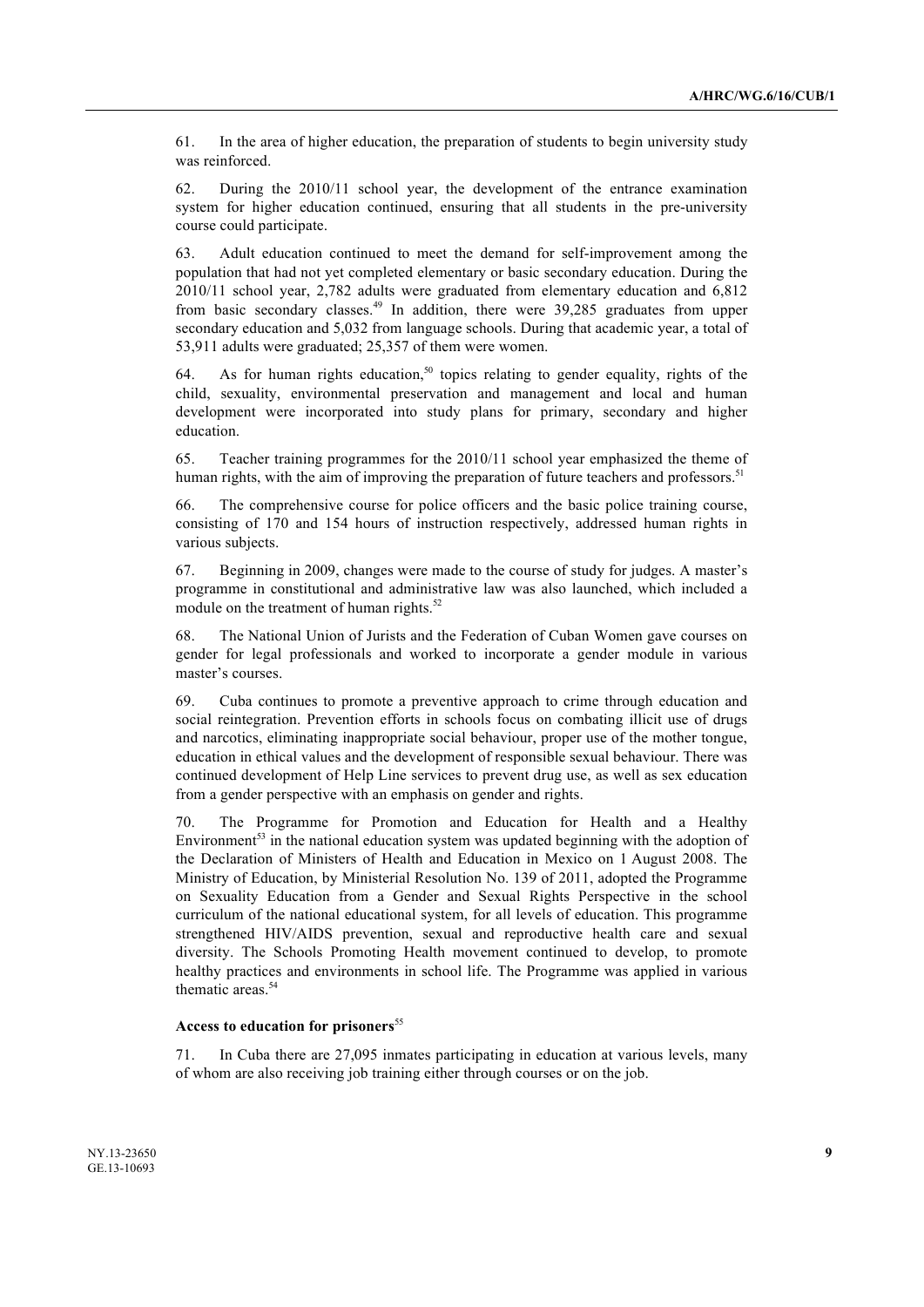61. In the area of higher education, the preparation of students to begin university study was reinforced.

62. During the 2010/11 school year, the development of the entrance examination system for higher education continued, ensuring that all students in the pre-university course could participate.

63. Adult education continued to meet the demand for self-improvement among the population that had not yet completed elementary or basic secondary education. During the 2010/11 school year, 2,782 adults were graduated from elementary education and 6,812 from basic secondary classes.[49] In addition, there were 39,285 graduates from upper secondary education and 5,032 from language schools. During that academic year, a total of 53,911 adults were graduated; 25,357 of them were women.

64. As for human rights education,[50] topics relating to gender equality, rights of the child, sexuality, environmental preservation and management and local and human development were incorporated into study plans for primary, secondary and higher education.

65. Teacher training programmes for the 2010/11 school year emphasized the theme of human rights, with the aim of improving the preparation of future teachers and professors.[51]

66. The comprehensive course for police officers and the basic police training course, consisting of 170 and 154 hours of instruction respectively, addressed human rights in various subjects.

67. Beginning in 2009, changes were made to the course of study for judges. A master's programme in constitutional and administrative law was also launched, which included a module on the treatment of human rights.[52]

68. The National Union of Jurists and the Federation of Cuban Women gave courses on gender for legal professionals and worked to incorporate a gender module in various master's courses.

69. Cuba continues to promote a preventive approach to crime through education and social reintegration. Prevention efforts in schools focus on combating illicit use of drugs and narcotics, eliminating inappropriate social behaviour, proper use of the mother tongue, education in ethical values and the development of responsible sexual behaviour. There was continued development of Help Line services to prevent drug use, as well as sex education from a gender perspective with an emphasis on gender and rights.

70. The Programme for Promotion and Education for Health and a Healthy Environment[53] in the national education system was updated beginning with the adoption of the Declaration of Ministers of Health and Education in Mexico on 1 August 2008. The Ministry of Education, by Ministerial Resolution No. 139 of 2011, adopted the Programme on Sexuality Education from a Gender and Sexual Rights Perspective in the school curriculum of the national educational system, for all levels of education. This programme strengthened HIV/AIDS prevention, sexual and reproductive health care and sexual diversity. The Schools Promoting Health movement continued to develop, to promote healthy practices and environments in school life. The Programme was applied in various thematic areas.[54]

### Access to education for prisoners[55]

71. In Cuba there are 27,095 inmates participating in education at various levels, many of whom are also receiving job training either through courses or on the job.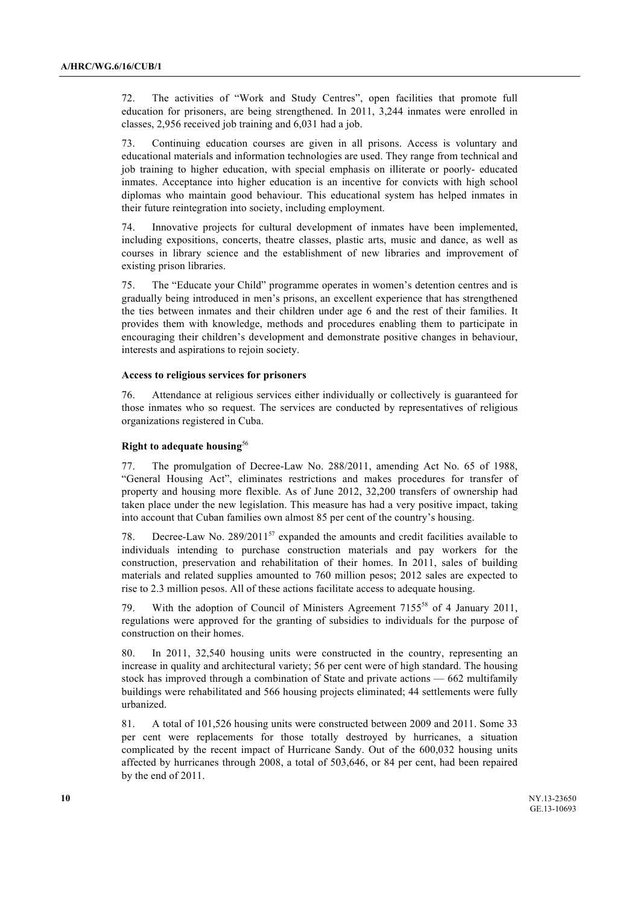72. The activities of "Work and Study Centres", open facilities that promote full education for prisoners, are being strengthened. In 2011, 3,244 inmates were enrolled in classes, 2,956 received job training and 6,031 had a job.

73. Continuing education courses are given in all prisons. Access is voluntary and educational materials and information technologies are used. They range from technical and job training to higher education, with special emphasis on illiterate or poorly- educated inmates. Acceptance into higher education is an incentive for convicts with high school diplomas who maintain good behaviour. This educational system has helped inmates in their future reintegration into society, including employment.

74. Innovative projects for cultural development of inmates have been implemented, including expositions, concerts, theatre classes, plastic arts, music and dance, as well as courses in library science and the establishment of new libraries and improvement of existing prison libraries.

75. The "Educate your Child" programme operates in women's detention centres and is gradually being introduced in men's prisons, an excellent experience that has strengthened the ties between inmates and their children under age 6 and the rest of their families. It provides them with knowledge, methods and procedures enabling them to participate in encouraging their children's development and demonstrate positive changes in behaviour, interests and aspirations to rejoin society.

#### Access to religious services for prisoners

76. Attendance at religious services either individually or collectively is guaranteed for those inmates who so request. The services are conducted by representatives of religious organizations registered in Cuba.

### Right to adequate housing[56]

77. The promulgation of Decree-Law No. 288/2011, amending Act No. 65 of 1988, "General Housing Act", eliminates restrictions and makes procedures for transfer of property and housing more flexible. As of June 2012, 32,200 transfers of ownership had taken place under the new legislation. This measure has had a very positive impact, taking into account that Cuban families own almost 85 per cent of the country's housing.

78. Decree-Law No. 289/2011[57] expanded the amounts and credit facilities available to individuals intending to purchase construction materials and pay workers for the construction, preservation and rehabilitation of their homes. In 2011, sales of building materials and related supplies amounted to 760 million pesos; 2012 sales are expected to rise to 2.3 million pesos. All of these actions facilitate access to adequate housing.

79. With the adoption of Council of Ministers Agreement 7155[58] of 4 January 2011, regulations were approved for the granting of subsidies to individuals for the purpose of construction on their homes.

80. In 2011, 32,540 housing units were constructed in the country, representing an increase in quality and architectural variety; 56 per cent were of high standard. The housing stock has improved through a combination of State and private actions — 662 multifamily buildings were rehabilitated and 566 housing projects eliminated; 44 settlements were fully urbanized.

81. A total of 101,526 housing units were constructed between 2009 and 2011. Some 33 per cent were replacements for those totally destroyed by hurricanes, a situation complicated by the recent impact of Hurricane Sandy. Out of the 600,032 housing units affected by hurricanes through 2008, a total of 503,646, or 84 per cent, had been repaired by the end of 2011.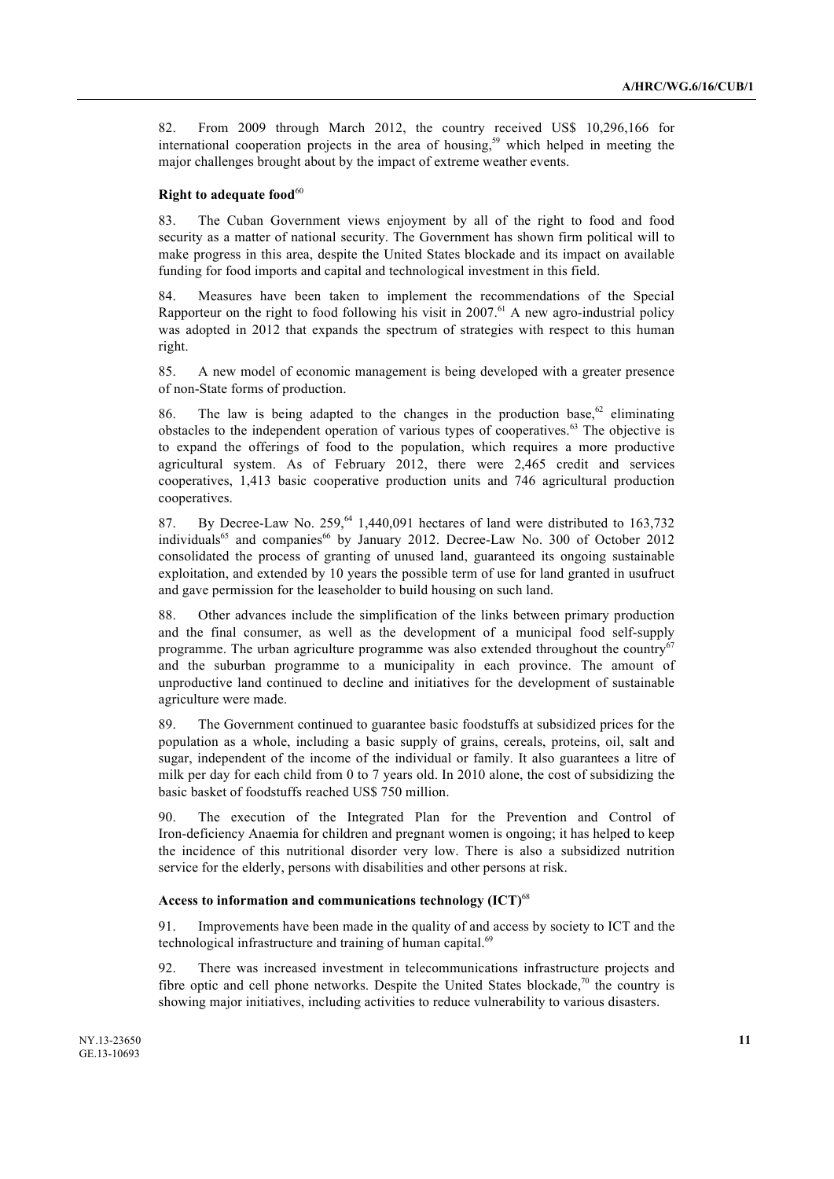82. From 2009 through March 2012, the country received US$ 10,296,166 for international cooperation projects in the area of housing,[59] which helped in meeting the major challenges brought about by the impact of extreme weather events.

### Right to adequate food[60]

83. The Cuban Government views enjoyment by all of the right to food and food security as a matter of national security. The Government has shown firm political will to make progress in this area, despite the United States blockade and its impact on available funding for food imports and capital and technological investment in this field.

84. Measures have been taken to implement the recommendations of the Special Rapporteur on the right to food following his visit in 2007.[61] A new agro-industrial policy was adopted in 2012 that expands the spectrum of strategies with respect to this human right.

85. A new model of economic management is being developed with a greater presence of non-State forms of production.

86. The law is being adapted to the changes in the production base,[62] eliminating obstacles to the independent operation of various types of cooperatives.[63] The objective is to expand the offerings of food to the population, which requires a more productive agricultural system. As of February 2012, there were 2,465 credit and services cooperatives, 1,413 basic cooperative production units and 746 agricultural production cooperatives.

87. By Decree-Law No. 259,[64] 1,440,091 hectares of land were distributed to 163,732 individuals[65] and companies[66] by January 2012. Decree-Law No. 300 of October 2012 consolidated the process of granting of unused land, guaranteed its ongoing sustainable exploitation, and extended by 10 years the possible term of use for land granted in usufruct and gave permission for the leaseholder to build housing on such land.

88. Other advances include the simplification of the links between primary production and the final consumer, as well as the development of a municipal food self-supply programme. The urban agriculture programme was also extended throughout the country[67] and the suburban programme to a municipality in each province. The amount of unproductive land continued to decline and initiatives for the development of sustainable agriculture were made.

89. The Government continued to guarantee basic foodstuffs at subsidized prices for the population as a whole, including a basic supply of grains, cereals, proteins, oil, salt and sugar, independent of the income of the individual or family. It also guarantees a litre of milk per day for each child from 0 to 7 years old. In 2010 alone, the cost of subsidizing the basic basket of foodstuffs reached US$ 750 million.

90. The execution of the Integrated Plan for the Prevention and Control of Iron-deficiency Anaemia for children and pregnant women is ongoing; it has helped to keep the incidence of this nutritional disorder very low. There is also a subsidized nutrition service for the elderly, persons with disabilities and other persons at risk.

### Access to information and communications technology (ICT)[68]

91. Improvements have been made in the quality of and access by society to ICT and the technological infrastructure and training of human capital.[69]

92. There was increased investment in telecommunications infrastructure projects and fibre optic and cell phone networks. Despite the United States blockade,[70] the country is showing major initiatives, including activities to reduce vulnerability to various disasters.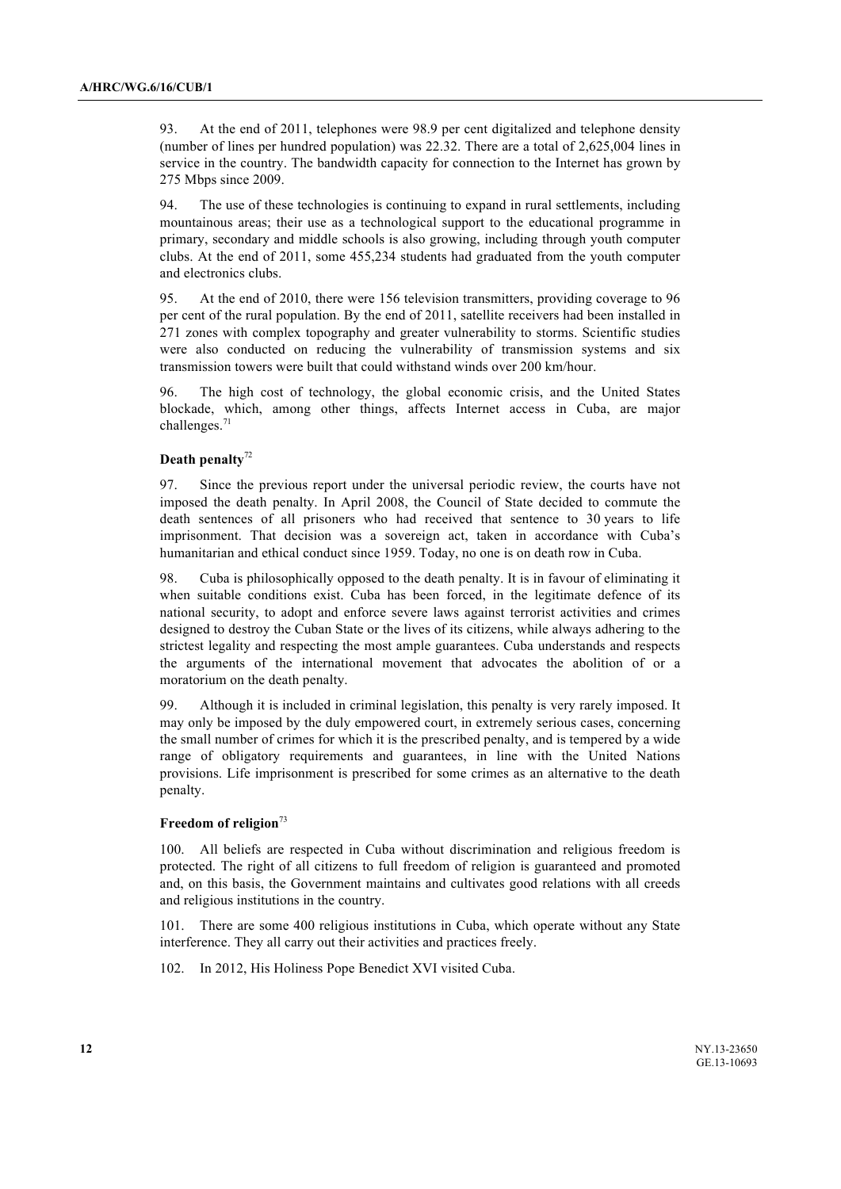93. At the end of 2011, telephones were 98.9 per cent digitalized and telephone density (number of lines per hundred population) was 22.32. There are a total of 2,625,004 lines in service in the country. The bandwidth capacity for connection to the Internet has grown by 275 Mbps since 2009.

94. The use of these technologies is continuing to expand in rural settlements, including mountainous areas; their use as a technological support to the educational programme in primary, secondary and middle schools is also growing, including through youth computer clubs. At the end of 2011, some 455,234 students had graduated from the youth computer and electronics clubs.

95. At the end of 2010, there were 156 television transmitters, providing coverage to 96 per cent of the rural population. By the end of 2011, satellite receivers had been installed in 271 zones with complex topography and greater vulnerability to storms. Scientific studies were also conducted on reducing the vulnerability of transmission systems and six transmission towers were built that could withstand winds over 200 km/hour.

96. The high cost of technology, the global economic crisis, and the United States blockade, which, among other things, affects Internet access in Cuba, are major challenges.[71]

### Death penalty[72]

97. Since the previous report under the universal periodic review, the courts have not imposed the death penalty. In April 2008, the Council of State decided to commute the death sentences of all prisoners who had received that sentence to 30 years to life imprisonment. That decision was a sovereign act, taken in accordance with Cuba's humanitarian and ethical conduct since 1959. Today, no one is on death row in Cuba.

98. Cuba is philosophically opposed to the death penalty. It is in favour of eliminating it when suitable conditions exist. Cuba has been forced, in the legitimate defence of its national security, to adopt and enforce severe laws against terrorist activities and crimes designed to destroy the Cuban State or the lives of its citizens, while always adhering to the strictest legality and respecting the most ample guarantees. Cuba understands and respects the arguments of the international movement that advocates the abolition of or a moratorium on the death penalty.

99. Although it is included in criminal legislation, this penalty is very rarely imposed. It may only be imposed by the duly empowered court, in extremely serious cases, concerning the small number of crimes for which it is the prescribed penalty, and is tempered by a wide range of obligatory requirements and guarantees, in line with the United Nations provisions. Life imprisonment is prescribed for some crimes as an alternative to the death penalty.

### Freedom of religion[73]

100. All beliefs are respected in Cuba without discrimination and religious freedom is protected. The right of all citizens to full freedom of religion is guaranteed and promoted and, on this basis, the Government maintains and cultivates good relations with all creeds and religious institutions in the country.

101. There are some 400 religious institutions in Cuba, which operate without any State interference. They all carry out their activities and practices freely.

102. In 2012, His Holiness Pope Benedict XVI visited Cuba.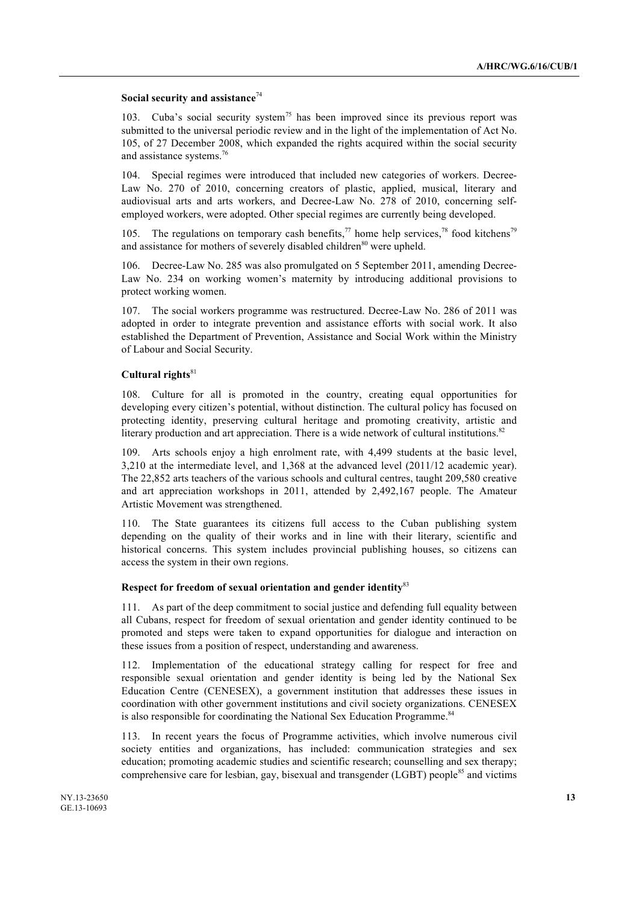### Social security and assistance[74]

103. Cuba's social security system[75] has been improved since its previous report was submitted to the universal periodic review and in the light of the implementation of Act No. 105, of 27 December 2008, which expanded the rights acquired within the social security and assistance systems.[76]

104. Special regimes were introduced that included new categories of workers. Decree-Law No. 270 of 2010, concerning creators of plastic, applied, musical, literary and audiovisual arts and arts workers, and Decree-Law No. 278 of 2010, concerning self-employed workers, were adopted. Other special regimes are currently being developed.

105. The regulations on temporary cash benefits,[77] home help services,[78] food kitchens[79] and assistance for mothers of severely disabled children[80] were upheld.

106. Decree-Law No. 285 was also promulgated on 5 September 2011, amending Decree-Law No. 234 on working women's maternity by introducing additional provisions to protect working women.

107. The social workers programme was restructured. Decree-Law No. 286 of 2011 was adopted in order to integrate prevention and assistance efforts with social work. It also established the Department of Prevention, Assistance and Social Work within the Ministry of Labour and Social Security.

### Cultural rights[81]

108. Culture for all is promoted in the country, creating equal opportunities for developing every citizen's potential, without distinction. The cultural policy has focused on protecting identity, preserving cultural heritage and promoting creativity, artistic and literary production and art appreciation. There is a wide network of cultural institutions.[82]

109. Arts schools enjoy a high enrolment rate, with 4,499 students at the basic level, 3,210 at the intermediate level, and 1,368 at the advanced level (2011/12 academic year). The 22,852 arts teachers of the various schools and cultural centres, taught 209,580 creative and art appreciation workshops in 2011, attended by 2,492,167 people. The Amateur Artistic Movement was strengthened.

110. The State guarantees its citizens full access to the Cuban publishing system depending on the quality of their works and in line with their literary, scientific and historical concerns. This system includes provincial publishing houses, so citizens can access the system in their own regions.

### Respect for freedom of sexual orientation and gender identity[83]

111. As part of the deep commitment to social justice and defending full equality between all Cubans, respect for freedom of sexual orientation and gender identity continued to be promoted and steps were taken to expand opportunities for dialogue and interaction on these issues from a position of respect, understanding and awareness.

112. Implementation of the educational strategy calling for respect for free and responsible sexual orientation and gender identity is being led by the National Sex Education Centre (CENESEX), a government institution that addresses these issues in coordination with other government institutions and civil society organizations. CENESEX is also responsible for coordinating the National Sex Education Programme.[84]

113. In recent years the focus of Programme activities, which involve numerous civil society entities and organizations, has included: communication strategies and sex education; promoting academic studies and scientific research; counselling and sex therapy; comprehensive care for lesbian, gay, bisexual and transgender (LGBT) people[85] and victims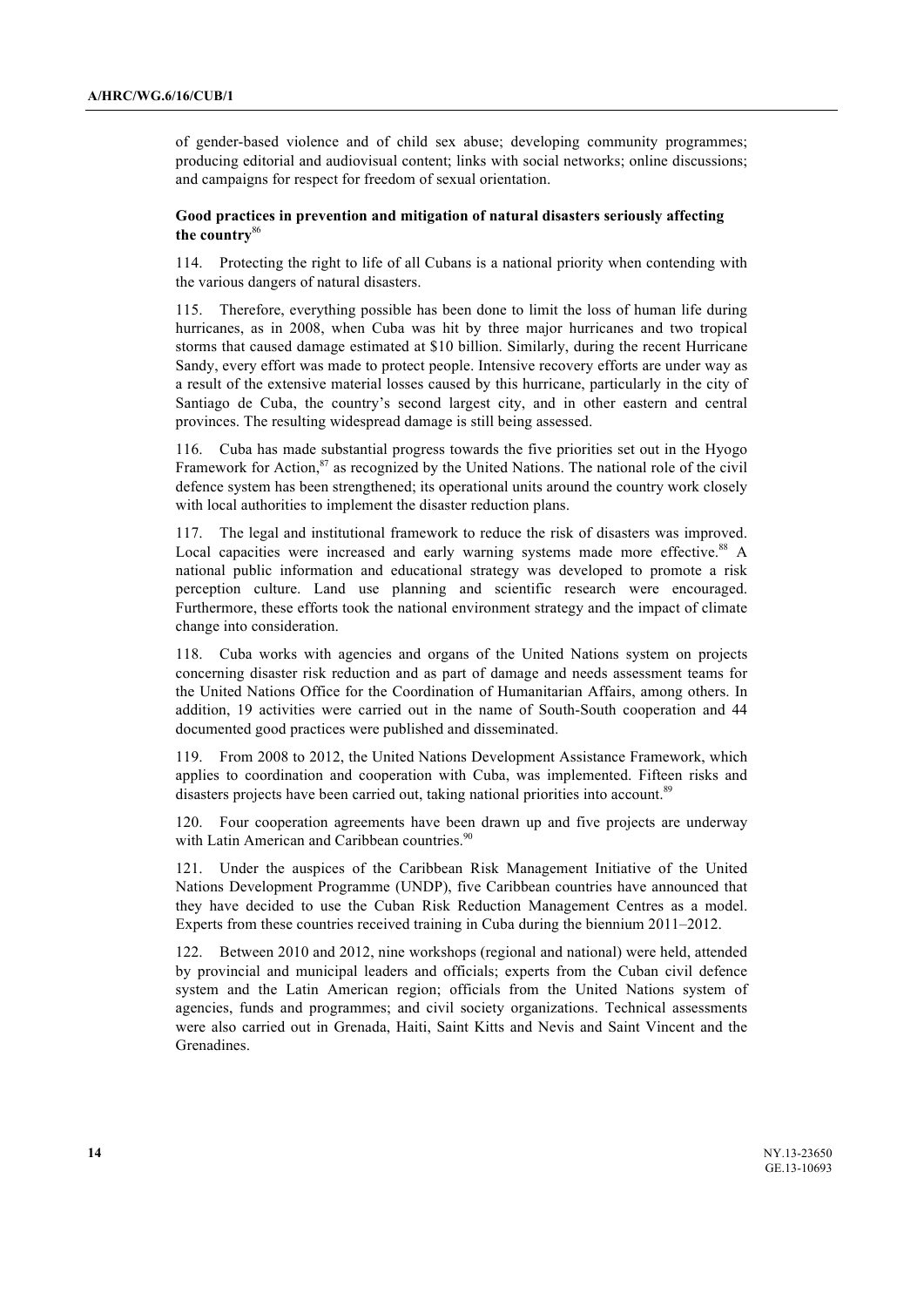of gender-based violence and of child sex abuse; developing community programmes; producing editorial and audiovisual content; links with social networks; online discussions; and campaigns for respect for freedom of sexual orientation.

### Good practices in prevention and mitigation of natural disasters seriously affecting the country[86]

114. Protecting the right to life of all Cubans is a national priority when contending with the various dangers of natural disasters.

115. Therefore, everything possible has been done to limit the loss of human life during hurricanes, as in 2008, when Cuba was hit by three major hurricanes and two tropical storms that caused damage estimated at $10 billion. Similarly, during the recent Hurricane Sandy, every effort was made to protect people. Intensive recovery efforts are under way as a result of the extensive material losses caused by this hurricane, particularly in the city of Santiago de Cuba, the country's second largest city, and in other eastern and central provinces. The resulting widespread damage is still being assessed.

116. Cuba has made substantial progress towards the five priorities set out in the Hyogo Framework for Action,[87] as recognized by the United Nations. The national role of the civil defence system has been strengthened; its operational units around the country work closely with local authorities to implement the disaster reduction plans.

117. The legal and institutional framework to reduce the risk of disasters was improved. Local capacities were increased and early warning systems made more effective.[88] A national public information and educational strategy was developed to promote a risk perception culture. Land use planning and scientific research were encouraged. Furthermore, these efforts took the national environment strategy and the impact of climate change into consideration.

118. Cuba works with agencies and organs of the United Nations system on projects concerning disaster risk reduction and as part of damage and needs assessment teams for the United Nations Office for the Coordination of Humanitarian Affairs, among others. In addition, 19 activities were carried out in the name of South-South cooperation and 44 documented good practices were published and disseminated.

119. From 2008 to 2012, the United Nations Development Assistance Framework, which applies to coordination and cooperation with Cuba, was implemented. Fifteen risks and disasters projects have been carried out, taking national priorities into account.[89]

120. Four cooperation agreements have been drawn up and five projects are underway with Latin American and Caribbean countries.[90]

121. Under the auspices of the Caribbean Risk Management Initiative of the United Nations Development Programme (UNDP), five Caribbean countries have announced that they have decided to use the Cuban Risk Reduction Management Centres as a model. Experts from these countries received training in Cuba during the biennium 2011–2012.

122. Between 2010 and 2012, nine workshops (regional and national) were held, attended by provincial and municipal leaders and officials; experts from the Cuban civil defence system and the Latin American region; officials from the United Nations system of agencies, funds and programmes; and civil society organizations. Technical assessments were also carried out in Grenada, Haiti, Saint Kitts and Nevis and Saint Vincent and the Grenadines.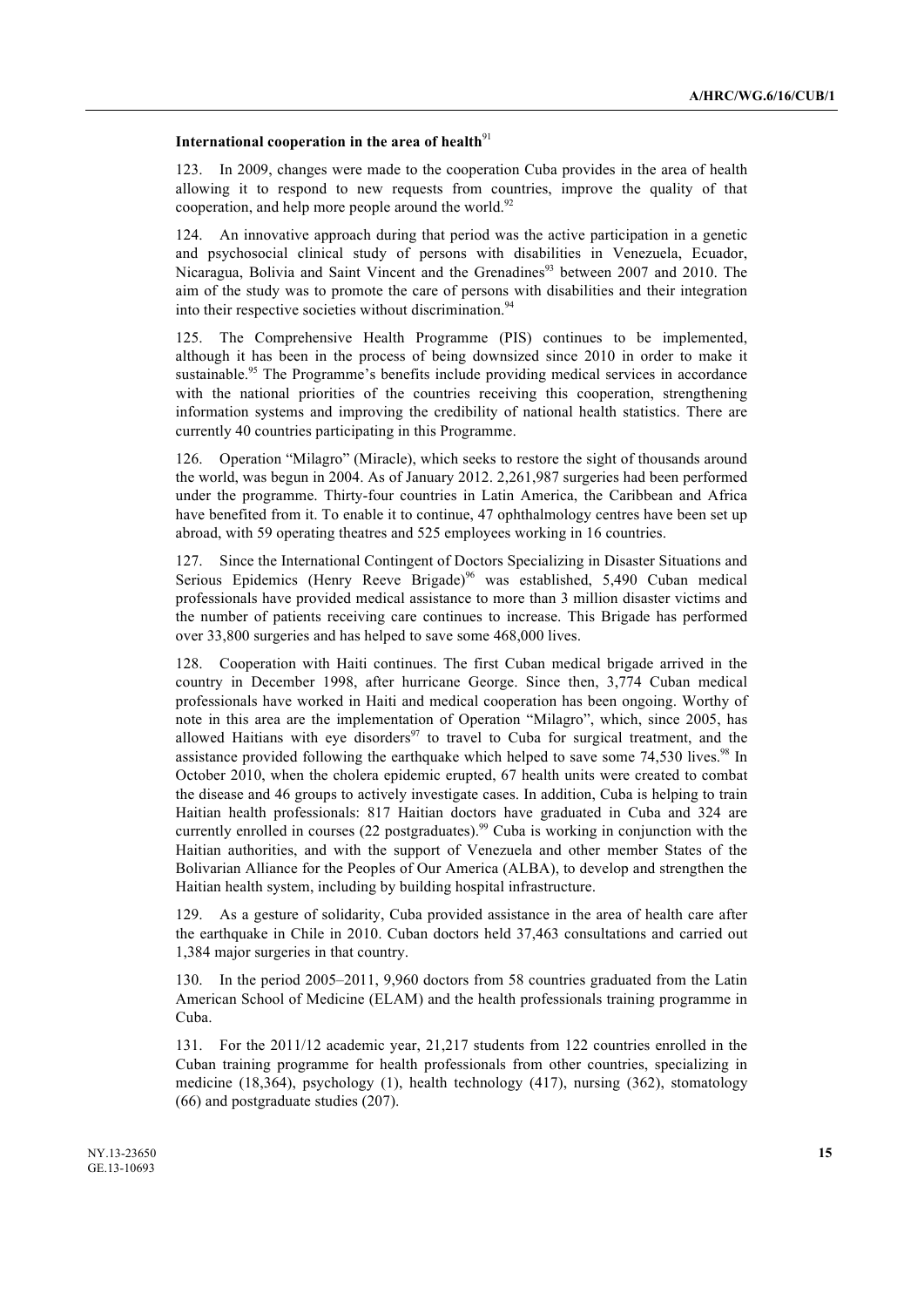### International cooperation in the area of health[91]

123. In 2009, changes were made to the cooperation Cuba provides in the area of health allowing it to respond to new requests from countries, improve the quality of that cooperation, and help more people around the world.[92]

124. An innovative approach during that period was the active participation in a genetic and psychosocial clinical study of persons with disabilities in Venezuela, Ecuador, Nicaragua, Bolivia and Saint Vincent and the Grenadines[93] between 2007 and 2010. The aim of the study was to promote the care of persons with disabilities and their integration into their respective societies without discrimination.[94]

125. The Comprehensive Health Programme (PIS) continues to be implemented, although it has been in the process of being downsized since 2010 in order to make it sustainable.[95] The Programme's benefits include providing medical services in accordance with the national priorities of the countries receiving this cooperation, strengthening information systems and improving the credibility of national health statistics. There are currently 40 countries participating in this Programme.

126. Operation "Milagro" (Miracle), which seeks to restore the sight of thousands around the world, was begun in 2004. As of January 2012. 2,261,987 surgeries had been performed under the programme. Thirty-four countries in Latin America, the Caribbean and Africa have benefited from it. To enable it to continue, 47 ophthalmology centres have been set up abroad, with 59 operating theatres and 525 employees working in 16 countries.

127. Since the International Contingent of Doctors Specializing in Disaster Situations and Serious Epidemics (Henry Reeve Brigade)[96] was established, 5,490 Cuban medical professionals have provided medical assistance to more than 3 million disaster victims and the number of patients receiving care continues to increase. This Brigade has performed over 33,800 surgeries and has helped to save some 468,000 lives.

128. Cooperation with Haiti continues. The first Cuban medical brigade arrived in the country in December 1998, after hurricane George. Since then, 3,774 Cuban medical professionals have worked in Haiti and medical cooperation has been ongoing. Worthy of note in this area are the implementation of Operation "Milagro", which, since 2005, has allowed Haitians with eye disorders[97] to travel to Cuba for surgical treatment, and the assistance provided following the earthquake which helped to save some 74,530 lives.[98] In October 2010, when the cholera epidemic erupted, 67 health units were created to combat the disease and 46 groups to actively investigate cases. In addition, Cuba is helping to train Haitian health professionals: 817 Haitian doctors have graduated in Cuba and 324 are currently enrolled in courses (22 postgraduates).[99] Cuba is working in conjunction with the Haitian authorities, and with the support of Venezuela and other member States of the Bolivarian Alliance for the Peoples of Our America (ALBA), to develop and strengthen the Haitian health system, including by building hospital infrastructure.

129. As a gesture of solidarity, Cuba provided assistance in the area of health care after the earthquake in Chile in 2010. Cuban doctors held 37,463 consultations and carried out 1,384 major surgeries in that country.

130. In the period 2005–2011, 9,960 doctors from 58 countries graduated from the Latin American School of Medicine (ELAM) and the health professionals training programme in Cuba.

131. For the 2011/12 academic year, 21,217 students from 122 countries enrolled in the Cuban training programme for health professionals from other countries, specializing in medicine (18,364), psychology (1), health technology (417), nursing (362), stomatology (66) and postgraduate studies (207).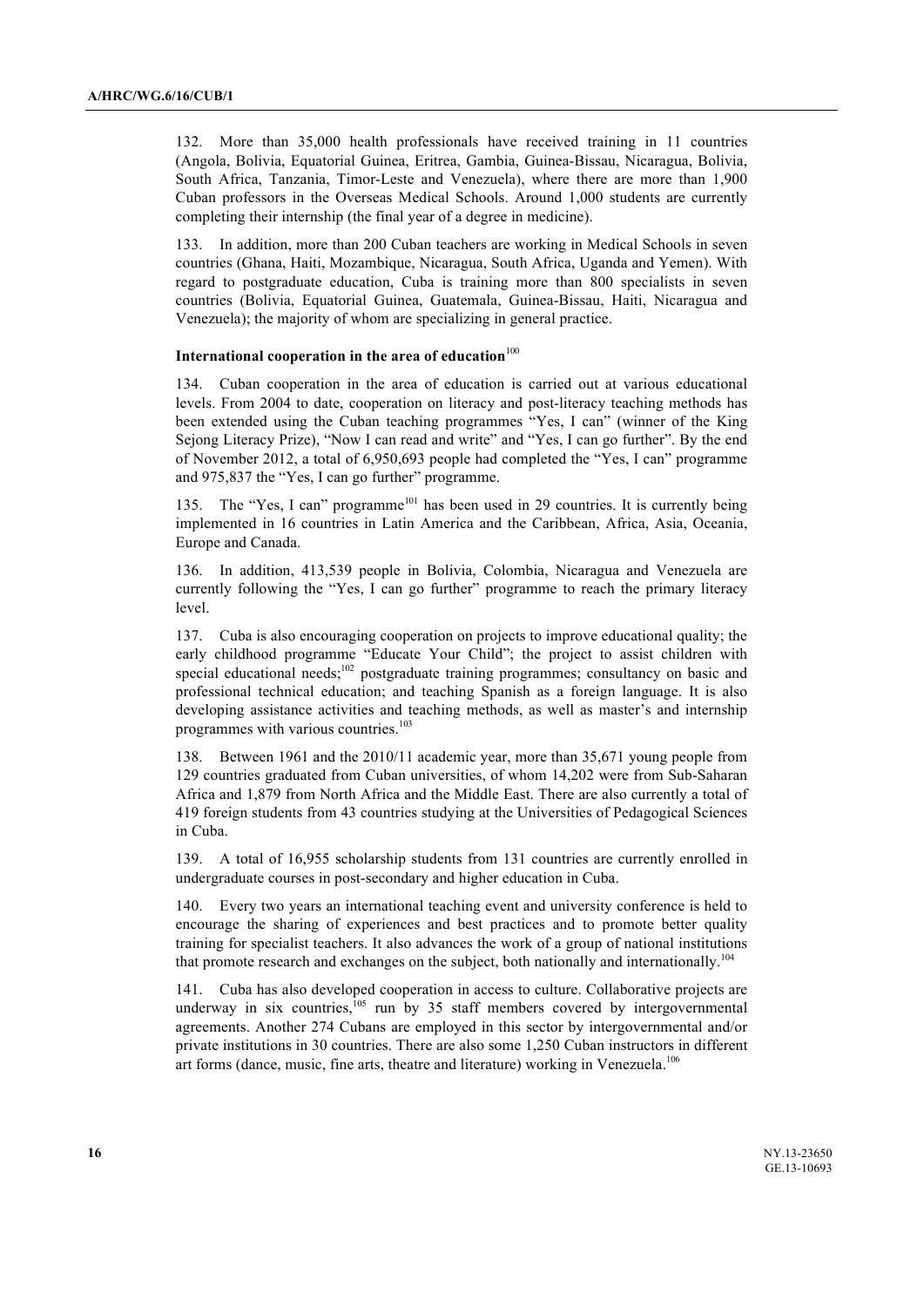132. More than 35,000 health professionals have received training in 11 countries (Angola, Bolivia, Equatorial Guinea, Eritrea, Gambia, Guinea-Bissau, Nicaragua, Bolivia, South Africa, Tanzania, Timor-Leste and Venezuela), where there are more than 1,900 Cuban professors in the Overseas Medical Schools. Around 1,000 students are currently completing their internship (the final year of a degree in medicine).

133. In addition, more than 200 Cuban teachers are working in Medical Schools in seven countries (Ghana, Haiti, Mozambique, Nicaragua, South Africa, Uganda and Yemen). With regard to postgraduate education, Cuba is training more than 800 specialists in seven countries (Bolivia, Equatorial Guinea, Guatemala, Guinea-Bissau, Haiti, Nicaragua and Venezuela); the majority of whom are specializing in general practice.

### International cooperation in the area of education[100]

134. Cuban cooperation in the area of education is carried out at various educational levels. From 2004 to date, cooperation on literacy and post-literacy teaching methods has been extended using the Cuban teaching programmes "Yes, I can" (winner of the King Sejong Literacy Prize), "Now I can read and write" and "Yes, I can go further". By the end of November 2012, a total of 6,950,693 people had completed the "Yes, I can" programme and 975,837 the "Yes, I can go further" programme.

135. The "Yes, I can" programme[101] has been used in 29 countries. It is currently being implemented in 16 countries in Latin America and the Caribbean, Africa, Asia, Oceania, Europe and Canada.

136. In addition, 413,539 people in Bolivia, Colombia, Nicaragua and Venezuela are currently following the "Yes, I can go further" programme to reach the primary literacy level.

137. Cuba is also encouraging cooperation on projects to improve educational quality; the early childhood programme "Educate Your Child"; the project to assist children with special educational needs;[102] postgraduate training programmes; consultancy on basic and professional technical education; and teaching Spanish as a foreign language. It is also developing assistance activities and teaching methods, as well as master's and internship programmes with various countries.[103]

138. Between 1961 and the 2010/11 academic year, more than 35,671 young people from 129 countries graduated from Cuban universities, of whom 14,202 were from Sub-Saharan Africa and 1,879 from North Africa and the Middle East. There are also currently a total of 419 foreign students from 43 countries studying at the Universities of Pedagogical Sciences in Cuba.

139. A total of 16,955 scholarship students from 131 countries are currently enrolled in undergraduate courses in post-secondary and higher education in Cuba.

140. Every two years an international teaching event and university conference is held to encourage the sharing of experiences and best practices and to promote better quality training for specialist teachers. It also advances the work of a group of national institutions that promote research and exchanges on the subject, both nationally and internationally.[104]

141. Cuba has also developed cooperation in access to culture. Collaborative projects are underway in six countries,[105] run by 35 staff members covered by intergovernmental agreements. Another 274 Cubans are employed in this sector by intergovernmental and/or private institutions in 30 countries. There are also some 1,250 Cuban instructors in different art forms (dance, music, fine arts, theatre and literature) working in Venezuela.[106]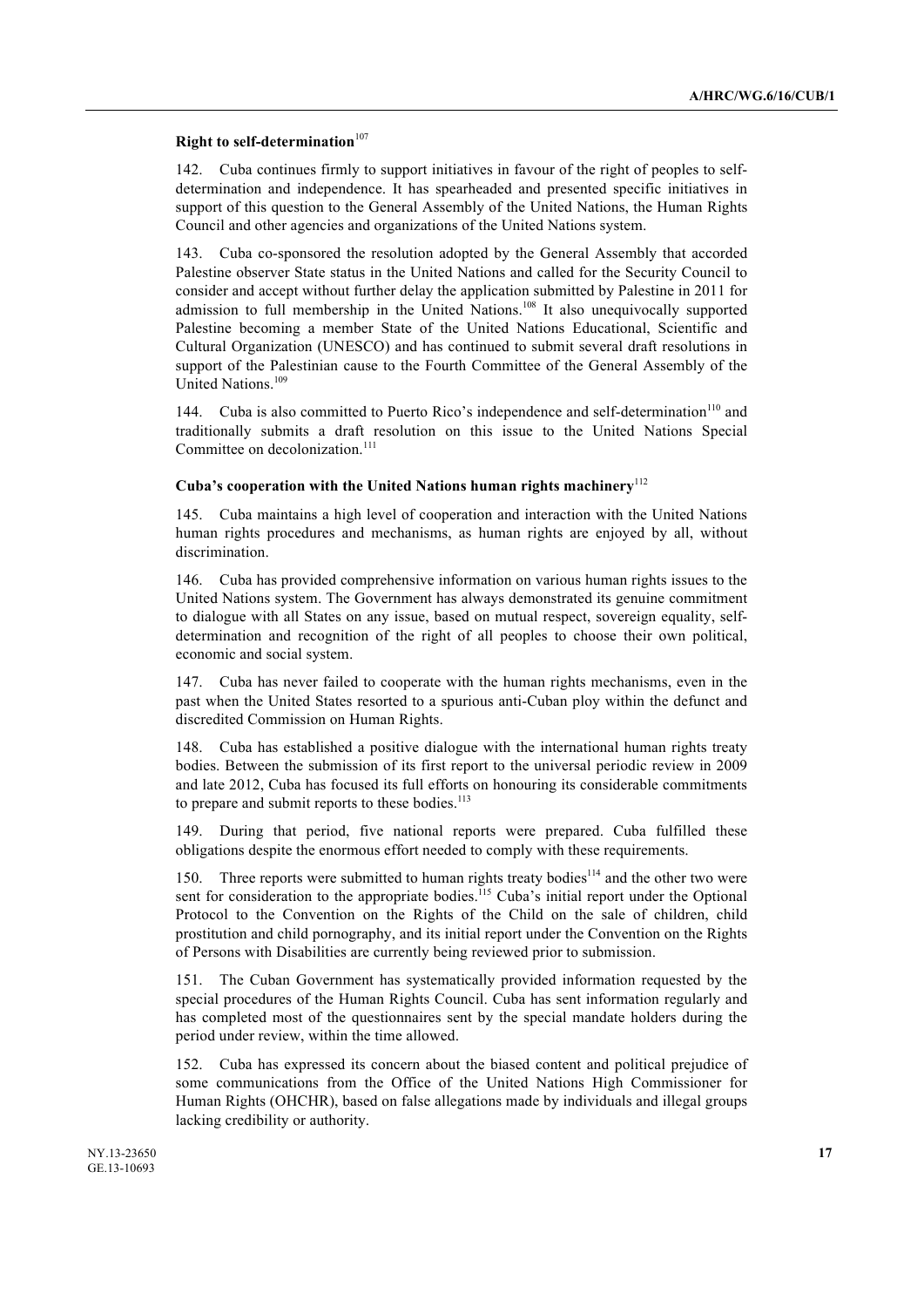#### **Right to self-determination**[107]

142. Cuba continues firmly to support initiatives in favour of the right of peoples to self-determination and independence. It has spearheaded and presented specific initiatives in support of this question to the General Assembly of the United Nations, the Human Rights Council and other agencies and organizations of the United Nations system.

143. Cuba co-sponsored the resolution adopted by the General Assembly that accorded Palestine observer State status in the United Nations and called for the Security Council to consider and accept without further delay the application submitted by Palestine in 2011 for admission to full membership in the United Nations.[108] It also unequivocally supported Palestine becoming a member State of the United Nations Educational, Scientific and Cultural Organization (UNESCO) and has continued to submit several draft resolutions in support of the Palestinian cause to the Fourth Committee of the General Assembly of the United Nations.[109]

144. Cuba is also committed to Puerto Rico's independence and self-determination[110] and traditionally submits a draft resolution on this issue to the United Nations Special Committee on decolonization.[111]

#### **Cuba's cooperation with the United Nations human rights machinery**[112]

145. Cuba maintains a high level of cooperation and interaction with the United Nations human rights procedures and mechanisms, as human rights are enjoyed by all, without discrimination.

146. Cuba has provided comprehensive information on various human rights issues to the United Nations system. The Government has always demonstrated its genuine commitment to dialogue with all States on any issue, based on mutual respect, sovereign equality, self-determination and recognition of the right of all peoples to choose their own political, economic and social system.

147. Cuba has never failed to cooperate with the human rights mechanisms, even in the past when the United States resorted to a spurious anti-Cuban ploy within the defunct and discredited Commission on Human Rights.

148. Cuba has established a positive dialogue with the international human rights treaty bodies. Between the submission of its first report to the universal periodic review in 2009 and late 2012, Cuba has focused its full efforts on honouring its considerable commitments to prepare and submit reports to these bodies.[113]

149. During that period, five national reports were prepared. Cuba fulfilled these obligations despite the enormous effort needed to comply with these requirements.

150. Three reports were submitted to human rights treaty bodies[114] and the other two were sent for consideration to the appropriate bodies.[115] Cuba's initial report under the Optional Protocol to the Convention on the Rights of the Child on the sale of children, child prostitution and child pornography, and its initial report under the Convention on the Rights of Persons with Disabilities are currently being reviewed prior to submission.

151. The Cuban Government has systematically provided information requested by the special procedures of the Human Rights Council. Cuba has sent information regularly and has completed most of the questionnaires sent by the special mandate holders during the period under review, within the time allowed.

152. Cuba has expressed its concern about the biased content and political prejudice of some communications from the Office of the United Nations High Commissioner for Human Rights (OHCHR), based on false allegations made by individuals and illegal groups lacking credibility or authority.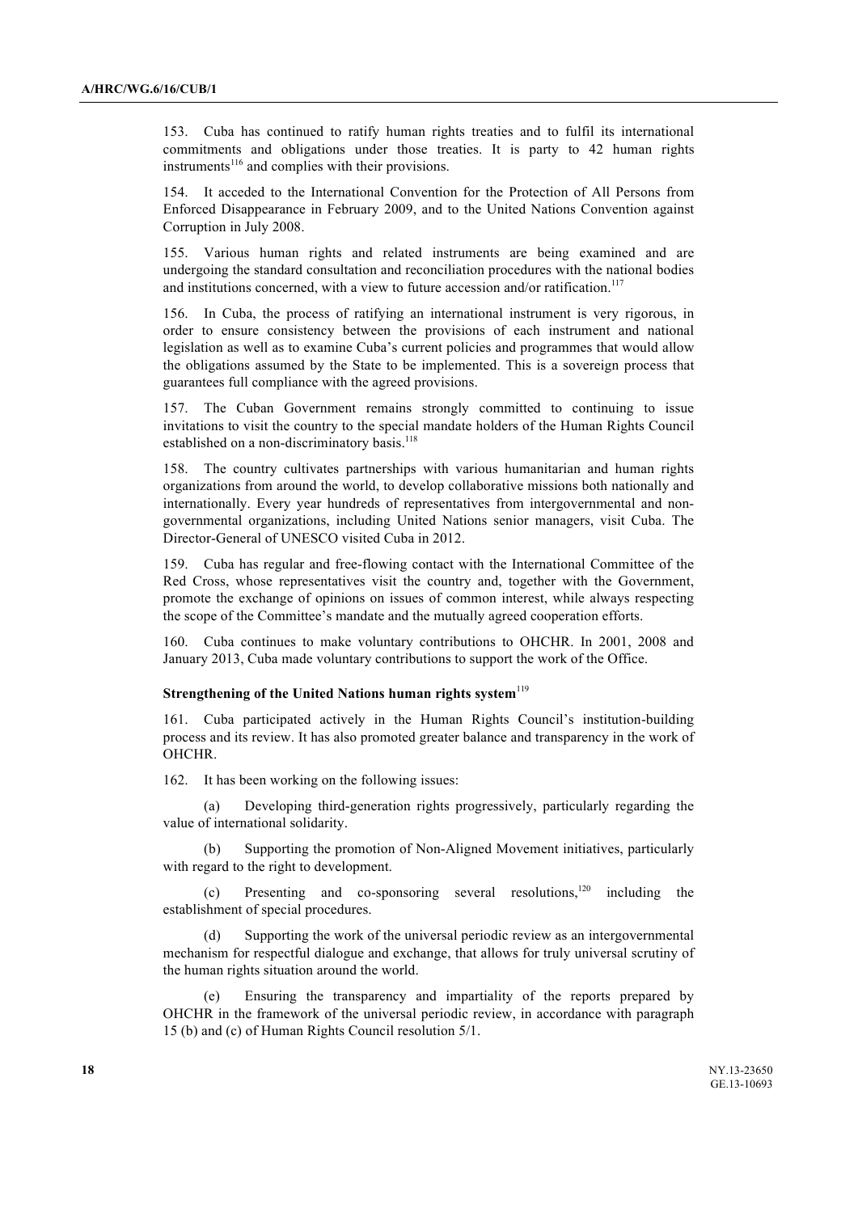153. Cuba has continued to ratify human rights treaties and to fulfil its international commitments and obligations under those treaties. It is party to 42 human rights instruments[116] and complies with their provisions.

154. It acceded to the International Convention for the Protection of All Persons from Enforced Disappearance in February 2009, and to the United Nations Convention against Corruption in July 2008.

155. Various human rights and related instruments are being examined and are undergoing the standard consultation and reconciliation procedures with the national bodies and institutions concerned, with a view to future accession and/or ratification.[117]

156. In Cuba, the process of ratifying an international instrument is very rigorous, in order to ensure consistency between the provisions of each instrument and national legislation as well as to examine Cuba's current policies and programmes that would allow the obligations assumed by the State to be implemented. This is a sovereign process that guarantees full compliance with the agreed provisions.

157. The Cuban Government remains strongly committed to continuing to issue invitations to visit the country to the special mandate holders of the Human Rights Council established on a non-discriminatory basis.[118]

158. The country cultivates partnerships with various humanitarian and human rights organizations from around the world, to develop collaborative missions both nationally and internationally. Every year hundreds of representatives from intergovernmental and non-governmental organizations, including United Nations senior managers, visit Cuba. The Director-General of UNESCO visited Cuba in 2012.

159. Cuba has regular and free-flowing contact with the International Committee of the Red Cross, whose representatives visit the country and, together with the Government, promote the exchange of opinions on issues of common interest, while always respecting the scope of the Committee's mandate and the mutually agreed cooperation efforts.

160. Cuba continues to make voluntary contributions to OHCHR. In 2001, 2008 and January 2013, Cuba made voluntary contributions to support the work of the Office.

**Strengthening of the United Nations human rights system**[119]

161. Cuba participated actively in the Human Rights Council's institution-building process and its review. It has also promoted greater balance and transparency in the work of OHCHR.

162. It has been working on the following issues:

(a) Developing third-generation rights progressively, particularly regarding the value of international solidarity.

(b) Supporting the promotion of Non-Aligned Movement initiatives, particularly with regard to the right to development.

(c) Presenting and co-sponsoring several resolutions,[120] including the establishment of special procedures.

(d) Supporting the work of the universal periodic review as an intergovernmental mechanism for respectful dialogue and exchange, that allows for truly universal scrutiny of the human rights situation around the world.

(e) Ensuring the transparency and impartiality of the reports prepared by OHCHR in the framework of the universal periodic review, in accordance with paragraph 15 (b) and (c) of Human Rights Council resolution 5/1.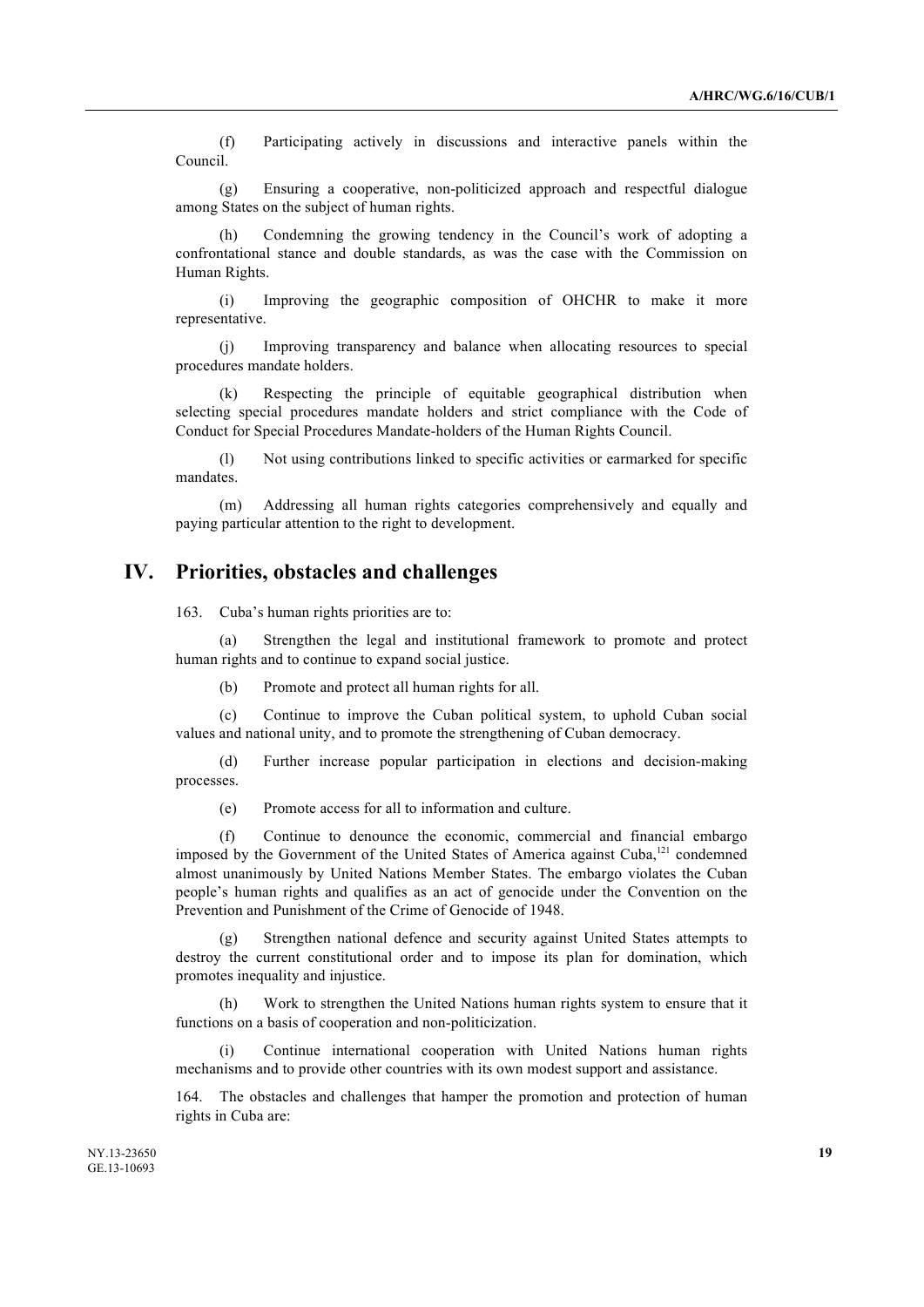(f) Participating actively in discussions and interactive panels within the Council.

(g) Ensuring a cooperative, non-politicized approach and respectful dialogue among States on the subject of human rights.

(h) Condemning the growing tendency in the Council's work of adopting a confrontational stance and double standards, as was the case with the Commission on Human Rights.

(i) Improving the geographic composition of OHCHR to make it more representative.

(j) Improving transparency and balance when allocating resources to special procedures mandate holders.

(k) Respecting the principle of equitable geographical distribution when selecting special procedures mandate holders and strict compliance with the Code of Conduct for Special Procedures Mandate-holders of the Human Rights Council.

(l) Not using contributions linked to specific activities or earmarked for specific mandates.

(m) Addressing all human rights categories comprehensively and equally and paying particular attention to the right to development.

## IV. Priorities, obstacles and challenges

163. Cuba's human rights priorities are to:

(a) Strengthen the legal and institutional framework to promote and protect human rights and to continue to expand social justice.

(b) Promote and protect all human rights for all.

(c) Continue to improve the Cuban political system, to uphold Cuban social values and national unity, and to promote the strengthening of Cuban democracy.

(d) Further increase popular participation in elections and decision-making processes.

(e) Promote access for all to information and culture.

(f) Continue to denounce the economic, commercial and financial embargo imposed by the Government of the United States of America against Cuba,[121] condemned almost unanimously by United Nations Member States. The embargo violates the Cuban people's human rights and qualifies as an act of genocide under the Convention on the Prevention and Punishment of the Crime of Genocide of 1948.

(g) Strengthen national defence and security against United States attempts to destroy the current constitutional order and to impose its plan for domination, which promotes inequality and injustice.

(h) Work to strengthen the United Nations human rights system to ensure that it functions on a basis of cooperation and non-politicization.

(i) Continue international cooperation with United Nations human rights mechanisms and to provide other countries with its own modest support and assistance.

164. The obstacles and challenges that hamper the promotion and protection of human rights in Cuba are: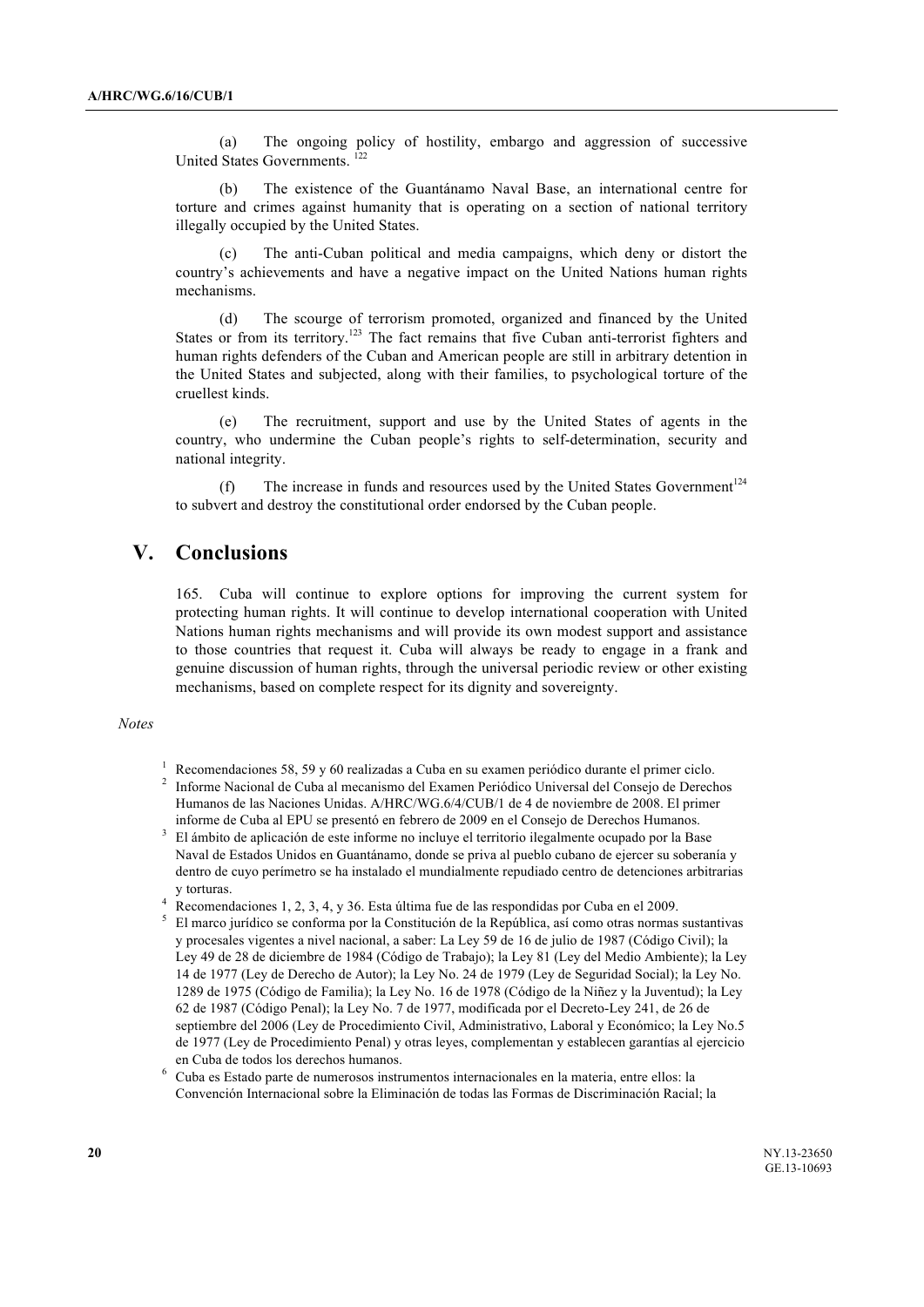(a) The ongoing policy of hostility, embargo and aggression of successive United States Governments.[122]

(b) The existence of the Guantánamo Naval Base, an international centre for torture and crimes against humanity that is operating on a section of national territory illegally occupied by the United States.

(c) The anti-Cuban political and media campaigns, which deny or distort the country's achievements and have a negative impact on the United Nations human rights mechanisms.

(d) The scourge of terrorism promoted, organized and financed by the United States or from its territory.[123] The fact remains that five Cuban anti-terrorist fighters and human rights defenders of the Cuban and American people are still in arbitrary detention in the United States and subjected, along with their families, to psychological torture of the cruellest kinds.

(e) The recruitment, support and use by the United States of agents in the country, who undermine the Cuban people's rights to self-determination, security and national integrity.

(f) The increase in funds and resources used by the United States Government[124] to subvert and destroy the constitutional order endorsed by the Cuban people.

# V. Conclusions

165. Cuba will continue to explore options for improving the current system for protecting human rights. It will continue to develop international cooperation with United Nations human rights mechanisms and will provide its own modest support and assistance to those countries that request it. Cuba will always be ready to engage in a frank and genuine discussion of human rights, through the universal periodic review or other existing mechanisms, based on complete respect for its dignity and sovereignty.

*Notes*

[1] Recomendaciones 58, 59 y 60 realizadas a Cuba en su examen periódico durante el primer ciclo.

[2] Informe Nacional de Cuba al mecanismo del Examen Periódico Universal del Consejo de Derechos Humanos de las Naciones Unidas. A/HRC/WG.6/4/CUB/1 de 4 de noviembre de 2008. El primer informe de Cuba al EPU se presentó en febrero de 2009 en el Consejo de Derechos Humanos.

[3] El ámbito de aplicación de este informe no incluye el territorio ilegalmente ocupado por la Base Naval de Estados Unidos en Guantánamo, donde se priva al pueblo cubano de ejercer su soberanía y dentro de cuyo perímetro se ha instalado el mundialmente repudiado centro de detenciones arbitrarias y torturas.

[4] Recomendaciones 1, 2, 3, 4, y 36. Esta última fue de las respondidas por Cuba en el 2009.

[5] El marco jurídico se conforma por la Constitución de la República, así como otras normas sustantivas y procesales vigentes a nivel nacional, a saber: La Ley 59 de 16 de julio de 1987 (Código Civil); la Ley 49 de 28 de diciembre de 1984 (Código de Trabajo); la Ley 81 (Ley del Medio Ambiente); la Ley 14 de 1977 (Ley de Derecho de Autor); la Ley No. 24 de 1979 (Ley de Seguridad Social); la Ley No. 1289 de 1975 (Código de Familia); la Ley No. 16 de 1978 (Código de la Niñez y la Juventud); la Ley 62 de 1987 (Código Penal); la Ley No. 7 de 1977, modificada por el Decreto-Ley 241, de 26 de septiembre del 2006 (Ley de Procedimiento Civil, Administrativo, Laboral y Económico; la Ley No.5 de 1977 (Ley de Procedimiento Penal) y otras leyes, complementan y establecen garantías al ejercicio en Cuba de todos los derechos humanos.

[6] Cuba es Estado parte de numerosos instrumentos internacionales en la materia, entre ellos: la Convención Internacional sobre la Eliminación de todas las Formas de Discriminación Racial; la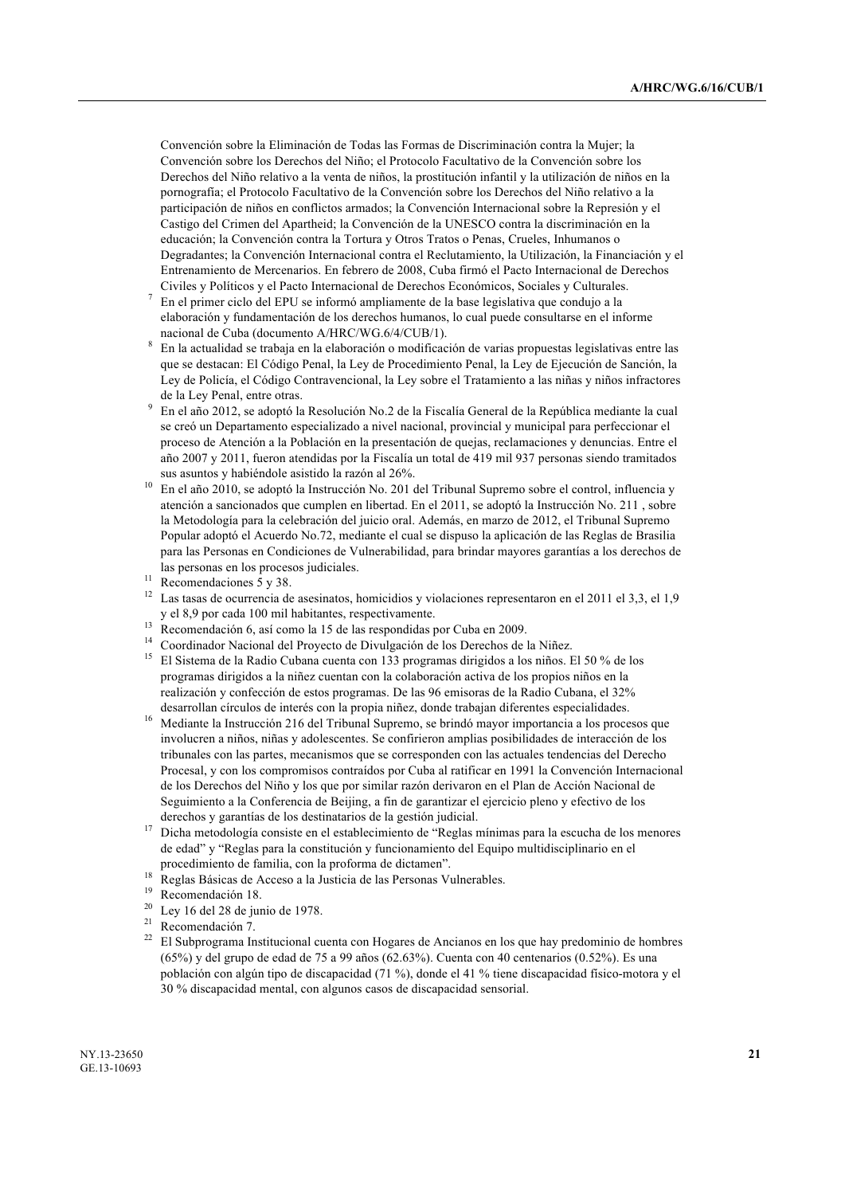Convención sobre la Eliminación de Todas las Formas de Discriminación contra la Mujer; la Convención sobre los Derechos del Niño; el Protocolo Facultativo de la Convención sobre los Derechos del Niño relativo a la venta de niños, la prostitución infantil y la utilización de niños en la pornografía; el Protocolo Facultativo de la Convención sobre los Derechos del Niño relativo a la participación de niños en conflictos armados; la Convención Internacional sobre la Represión y el Castigo del Crimen del Apartheid; la Convención de la UNESCO contra la discriminación en la educación; la Convención contra la Tortura y Otros Tratos o Penas, Crueles, Inhumanos o Degradantes; la Convención Internacional contra el Reclutamiento, la Utilización, la Financiación y el Entrenamiento de Mercenarios. En febrero de 2008, Cuba firmó el Pacto Internacional de Derechos Civiles y Políticos y el Pacto Internacional de Derechos Económicos, Sociales y Culturales.

[7] En el primer ciclo del EPU se informó ampliamente de la base legislativa que condujo a la elaboración y fundamentación de los derechos humanos, lo cual puede consultarse en el informe nacional de Cuba (documento A/HRC/WG.6/4/CUB/1).

[8] En la actualidad se trabaja en la elaboración o modificación de varias propuestas legislativas entre las que se destacan: El Código Penal, la Ley de Procedimiento Penal, la Ley de Ejecución de Sanción, la Ley de Policía, el Código Contravencional, la Ley sobre el Tratamiento a las niñas y niños infractores de la Ley Penal, entre otras.

[9] En el año 2012, se adoptó la Resolución No.2 de la Fiscalía General de la República mediante la cual se creó un Departamento especializado a nivel nacional, provincial y municipal para perfeccionar el proceso de Atención a la Población en la presentación de quejas, reclamaciones y denuncias. Entre el año 2007 y 2011, fueron atendidas por la Fiscalía un total de 419 mil 937 personas siendo tramitados sus asuntos y habiéndole asistido la razón al 26%.

[10] En el año 2010, se adoptó la Instrucción No. 201 del Tribunal Supremo sobre el control, influencia y atención a sancionados que cumplen en libertad. En el 2011, se adoptó la Instrucción No. 211 , sobre la Metodología para la celebración del juicio oral. Además, en marzo de 2012, el Tribunal Supremo Popular adoptó el Acuerdo No.72, mediante el cual se dispuso la aplicación de las Reglas de Brasilia para las Personas en Condiciones de Vulnerabilidad, para brindar mayores garantías a los derechos de las personas en los procesos judiciales.

[11] Recomendaciones 5 y 38.

[12] Las tasas de ocurrencia de asesinatos, homicidios y violaciones representaron en el 2011 el 3,3, el 1,9 y el 8,9 por cada 100 mil habitantes, respectivamente.

[13] Recomendación 6, así como la 15 de las respondidas por Cuba en 2009.

[14] Coordinador Nacional del Proyecto de Divulgación de los Derechos de la Niñez.

[15] El Sistema de la Radio Cubana cuenta con 133 programas dirigidos a los niños. El 50 % de los programas dirigidos a la niñez cuentan con la colaboración activa de los propios niños en la realización y confección de estos programas. De las 96 emisoras de la Radio Cubana, el 32% desarrollan círculos de interés con la propia niñez, donde trabajan diferentes especialidades.

[16] Mediante la Instrucción 216 del Tribunal Supremo, se brindó mayor importancia a los procesos que involucren a niños, niñas y adolescentes. Se confirieron amplias posibilidades de interacción de los tribunales con las partes, mecanismos que se corresponden con las actuales tendencias del Derecho Procesal, y con los compromisos contraídos por Cuba al ratificar en 1991 la Convención Internacional de los Derechos del Niño y los que por similar razón derivaron en el Plan de Acción Nacional de Seguimiento a la Conferencia de Beijing, a fin de garantizar el ejercicio pleno y efectivo de los derechos y garantías de los destinatarios de la gestión judicial.

[17] Dicha metodología consiste en el establecimiento de "Reglas mínimas para la escucha de los menores de edad" y "Reglas para la constitución y funcionamiento del Equipo multidisciplinario en el procedimiento de familia, con la proforma de dictamen".

[18] Reglas Básicas de Acceso a la Justicia de las Personas Vulnerables.

[19] Recomendación 18.

[20] Ley 16 del 28 de junio de 1978.

[21] Recomendación 7.

[22] El Subprograma Institucional cuenta con Hogares de Ancianos en los que hay predominio de hombres (65%) y del grupo de edad de 75 a 99 años (62.63%). Cuenta con 40 centenarios (0.52%). Es una población con algún tipo de discapacidad (71 %), donde el 41 % tiene discapacidad físico-motora y el 30 % discapacidad mental, con algunos casos de discapacidad sensorial.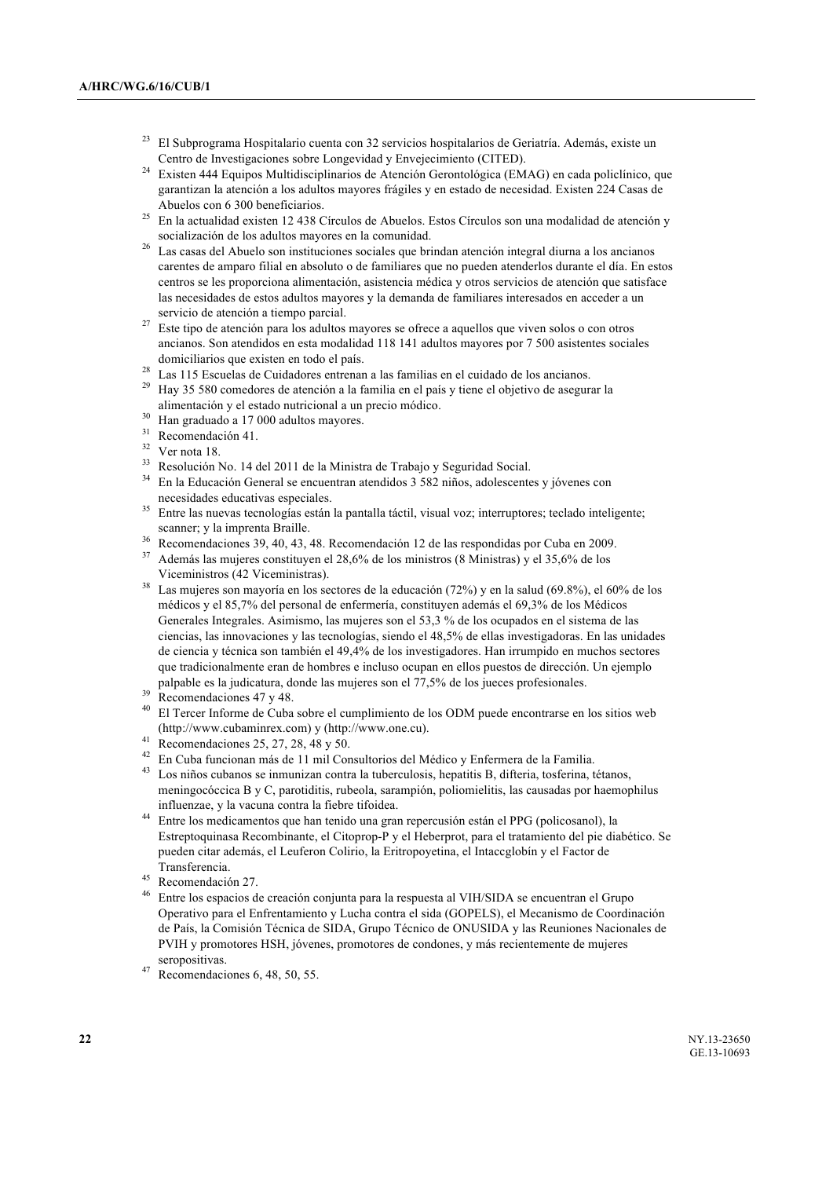[23] El Subprograma Hospitalario cuenta con 32 servicios hospitalarios de Geriatría. Además, existe un Centro de Investigaciones sobre Longevidad y Envejecimiento (CITED).

[24] Existen 444 Equipos Multidisciplinarios de Atención Gerontológica (EMAG) en cada policlínico, que garantizan la atención a los adultos mayores frágiles y en estado de necesidad. Existen 224 Casas de Abuelos con 6 300 beneficiarios.

[25] En la actualidad existen 12 438 Círculos de Abuelos. Estos Círculos son una modalidad de atención y socialización de los adultos mayores en la comunidad.

[26] Las casas del Abuelo son instituciones sociales que brindan atención integral diurna a los ancianos carentes de amparo filial en absoluto o de familiares que no pueden atenderlos durante el día. En estos centros se les proporciona alimentación, asistencia médica y otros servicios de atención que satisface las necesidades de estos adultos mayores y la demanda de familiares interesados en acceder a un servicio de atención a tiempo parcial.

[27] Este tipo de atención para los adultos mayores se ofrece a aquellos que viven solos o con otros ancianos. Son atendidos en esta modalidad 118 141 adultos mayores por 7 500 asistentes sociales domiciliarios que existen en todo el país.

[28] Las 115 Escuelas de Cuidadores entrenan a las familias en el cuidado de los ancianos.

[29] Hay 35 580 comedores de atención a la familia en el país y tiene el objetivo de asegurar la alimentación y el estado nutricional a un precio módico.

[30] Han graduado a 17 000 adultos mayores.

[31] Recomendación 41.

[32] Ver nota 18.

[33] Resolución No. 14 del 2011 de la Ministra de Trabajo y Seguridad Social.

[34] En la Educación General se encuentran atendidos 3 582 niños, adolescentes y jóvenes con necesidades educativas especiales.

[35] Entre las nuevas tecnologías están la pantalla táctil, visual voz; interruptores; teclado inteligente; scanner; y la imprenta Braille.

[36] Recomendaciones 39, 40, 43, 48. Recomendación 12 de las respondidas por Cuba en 2009.

[37] Además las mujeres constituyen el 28,6% de los ministros (8 Ministras) y el 35,6% de los Viceministros (42 Viceministras).

[38] Las mujeres son mayoría en los sectores de la educación (72%) y en la salud (69.8%), el 60% de los médicos y el 85,7% del personal de enfermería, constituyen además el 69,3% de los Médicos Generales Integrales. Asimismo, las mujeres son el 53,3 % de los ocupados en el sistema de las ciencias, las innovaciones y las tecnologías, siendo el 48,5% de ellas investigadoras. En las unidades de ciencia y técnica son también el 49,4% de los investigadores. Han irrumpido en muchos sectores que tradicionalmente eran de hombres e incluso ocupan en ellos puestos de dirección. Un ejemplo palpable es la judicatura, donde las mujeres son el 77,5% de los jueces profesionales.

[39] Recomendaciones 47 y 48.

[40] El Tercer Informe de Cuba sobre el cumplimiento de los ODM puede encontrarse en los sitios web (http://www.cubaminrex.com) y (http://www.one.cu).

[41] Recomendaciones 25, 27, 28, 48 y 50.

[42] En Cuba funcionan más de 11 mil Consultorios del Médico y Enfermera de la Familia.

[43] Los niños cubanos se inmunizan contra la tuberculosis, hepatitis B, difteria, tosferina, tétanos, meningocóccica B y C, parotiditis, rubeola, sarampión, poliomielitis, las causadas por haemophilus influenzae, y la vacuna contra la fiebre tifoidea.

[44] Entre los medicamentos que han tenido una gran repercusión están el PPG (policosanol), la Estreptoquinasa Recombinante, el Citoprop-P y el Heberprot, para el tratamiento del pie diabético. Se pueden citar además, el Leuferon Colirio, la Eritropoyetina, el Intaccglobín y el Factor de Transferencia.

[45] Recomendación 27.

[46] Entre los espacios de creación conjunta para la respuesta al VIH/SIDA se encuentran el Grupo Operativo para el Enfrentamiento y Lucha contra el sida (GOPELS), el Mecanismo de Coordinación de País, la Comisión Técnica de SIDA, Grupo Técnico de ONUSIDA y las Reuniones Nacionales de PVIH y promotores HSH, jóvenes, promotores de condones, y más recientemente de mujeres seropositivas.

[47] Recomendaciones 6, 48, 50, 55.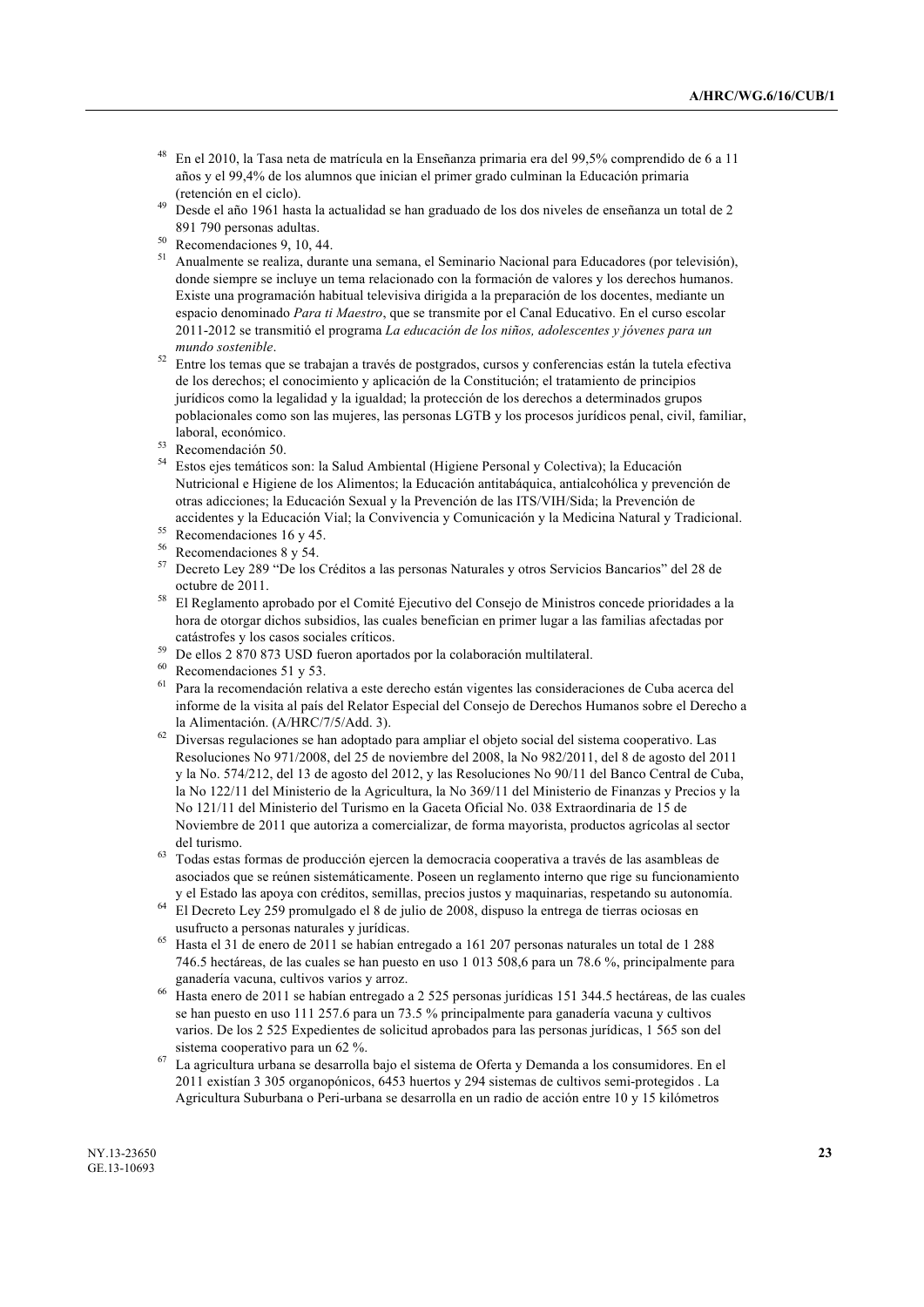[48] En el 2010, la Tasa neta de matrícula en la Enseñanza primaria era del 99,5% comprendido de 6 a 11 años y el 99,4% de los alumnos que inician el primer grado culminan la Educación primaria (retención en el ciclo).

[49] Desde el año 1961 hasta la actualidad se han graduado de los dos niveles de enseñanza un total de 2 891 790 personas adultas.

[50] Recomendaciones 9, 10, 44.

[51] Anualmente se realiza, durante una semana, el Seminario Nacional para Educadores (por televisión), donde siempre se incluye un tema relacionado con la formación de valores y los derechos humanos. Existe una programación habitual televisiva dirigida a la preparación de los docentes, mediante un espacio denominado *Para ti Maestro*, que se transmite por el Canal Educativo. En el curso escolar 2011-2012 se transmitió el programa *La educación de los niños, adolescentes y jóvenes para un mundo sostenible*.

[52] Entre los temas que se trabajan a través de postgrados, cursos y conferencias están la tutela efectiva de los derechos; el conocimiento y aplicación de la Constitución; el tratamiento de principios jurídicos como la legalidad y la igualdad; la protección de los derechos a determinados grupos poblacionales como son las mujeres, las personas LGTB y los procesos jurídicos penal, civil, familiar, laboral, económico.

[53] Recomendación 50.

[54] Estos ejes temáticos son: la Salud Ambiental (Higiene Personal y Colectiva); la Educación Nutricional e Higiene de los Alimentos; la Educación antitabáquica, antialcohólica y prevención de otras adicciones; la Educación Sexual y la Prevención de las ITS/VIH/Sida; la Prevención de accidentes y la Educación Vial; la Convivencia y Comunicación y la Medicina Natural y Tradicional.

[55] Recomendaciones 16 y 45.

[56] Recomendaciones 8 y 54.

[57] Decreto Ley 289 "De los Créditos a las personas Naturales y otros Servicios Bancarios" del 28 de octubre de 2011.

[58] El Reglamento aprobado por el Comité Ejecutivo del Consejo de Ministros concede prioridades a la hora de otorgar dichos subsidios, las cuales benefician en primer lugar a las familias afectadas por catástrofes y los casos sociales críticos.

[59] De ellos 2 870 873 USD fueron aportados por la colaboración multilateral.

[60] Recomendaciones 51 y 53.

[61] Para la recomendación relativa a este derecho están vigentes las consideraciones de Cuba acerca del informe de la visita al país del Relator Especial del Consejo de Derechos Humanos sobre el Derecho a la Alimentación. (A/HRC/7/5/Add. 3).

[62] Diversas regulaciones se han adoptado para ampliar el objeto social del sistema cooperativo. Las Resoluciones No 971/2008, del 25 de noviembre del 2008, la No 982/2011, del 8 de agosto del 2011 y la No. 574/212, del 13 de agosto del 2012, y las Resoluciones No 90/11 del Banco Central de Cuba, la No 122/11 del Ministerio de la Agricultura, la No 369/11 del Ministerio de Finanzas y Precios y la No 121/11 del Ministerio del Turismo en la Gaceta Oficial No. 038 Extraordinaria de 15 de Noviembre de 2011 que autoriza a comercializar, de forma mayorista, productos agrícolas al sector del turismo.

[63] Todas estas formas de producción ejercen la democracia cooperativa a través de las asambleas de asociados que se reúnen sistemáticamente. Poseen un reglamento interno que rige su funcionamiento y el Estado las apoya con créditos, semillas, precios justos y maquinarias, respetando su autonomía.

[64] El Decreto Ley 259 promulgado el 8 de julio de 2008, dispuso la entrega de tierras ociosas en usufructo a personas naturales y jurídicas.

[65] Hasta el 31 de enero de 2011 se habían entregado a 161 207 personas naturales un total de 1 288 746.5 hectáreas, de las cuales se han puesto en uso 1 013 508,6 para un 78.6 %, principalmente para ganadería vacuna, cultivos varios y arroz.

[66] Hasta enero de 2011 se habían entregado a 2 525 personas jurídicas 151 344.5 hectáreas, de las cuales se han puesto en uso 111 257.6 para un 73.5 % principalmente para ganadería vacuna y cultivos varios. De los 2 525 Expedientes de solicitud aprobados para las personas jurídicas, 1 565 son del sistema cooperativo para un 62 %.

[67] La agricultura urbana se desarrolla bajo el sistema de Oferta y Demanda a los consumidores. En el 2011 existían 3 305 organopónicos, 6453 huertos y 294 sistemas de cultivos semi-protegidos . La Agricultura Suburbana o Peri-urbana se desarrolla en un radio de acción entre 10 y 15 kilómetros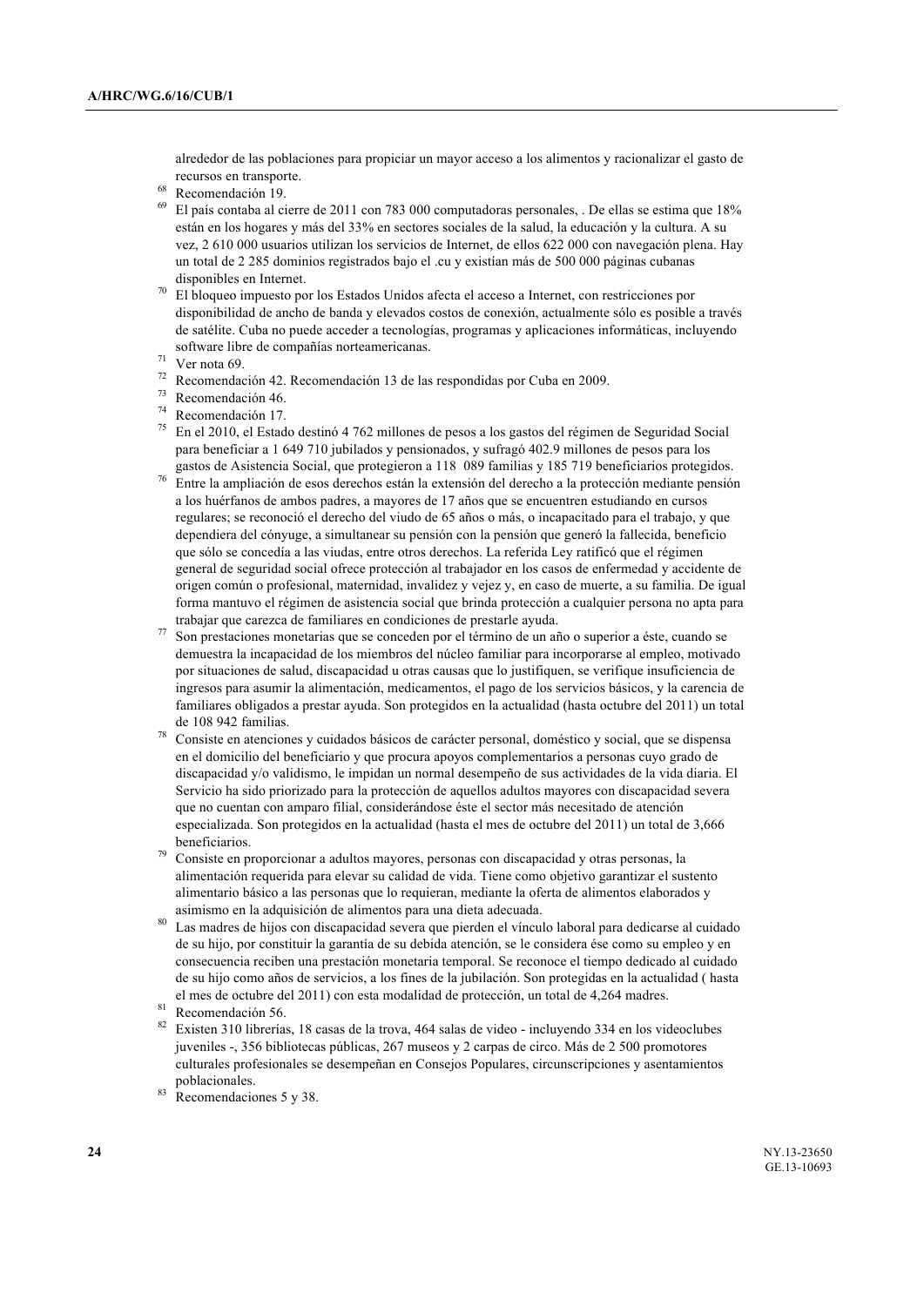alrededor de las poblaciones para propiciar un mayor acceso a los alimentos y racionalizar el gasto de recursos en transporte.

[68] Recomendación 19.

[69] El país contaba al cierre de 2011 con 783 000 computadoras personales, . De ellas se estima que 18% están en los hogares y más del 33% en sectores sociales de la salud, la educación y la cultura. A su vez, 2 610 000 usuarios utilizan los servicios de Internet, de ellos 622 000 con navegación plena. Hay un total de 2 285 dominios registrados bajo el .cu y existían más de 500 000 páginas cubanas disponibles en Internet.

[70] El bloqueo impuesto por los Estados Unidos afecta el acceso a Internet, con restricciones por disponibilidad de ancho de banda y elevados costos de conexión, actualmente sólo es posible a través de satélite. Cuba no puede acceder a tecnologías, programas y aplicaciones informáticas, incluyendo software libre de compañías norteamericanas.

[71] Ver nota 69.

[72] Recomendación 42. Recomendación 13 de las respondidas por Cuba en 2009.

[73] Recomendación 46.

[74] Recomendación 17.

[75] En el 2010, el Estado destinó 4 762 millones de pesos a los gastos del régimen de Seguridad Social para beneficiar a 1 649 710 jubilados y pensionados, y sufragó 402.9 millones de pesos para los gastos de Asistencia Social, que protegieron a 118 089 familias y 185 719 beneficiarios protegidos.

[76] Entre la ampliación de esos derechos están la extensión del derecho a la protección mediante pensión a los huérfanos de ambos padres, a mayores de 17 años que se encuentren estudiando en cursos regulares; se reconoció el derecho del viudo de 65 años o más, o incapacitado para el trabajo, y que dependiera del cónyuge, a simultanear su pensión con la pensión que generó la fallecida, beneficio que sólo se concedía a las viudas, entre otros derechos. La referida Ley ratificó que el régimen general de seguridad social ofrece protección al trabajador en los casos de enfermedad y accidente de origen común o profesional, maternidad, invalidez y vejez y, en caso de muerte, a su familia. De igual forma mantuvo el régimen de asistencia social que brinda protección a cualquier persona no apta para trabajar que carezca de familiares en condiciones de prestarle ayuda.

[77] Son prestaciones monetarias que se conceden por el término de un año o superior a éste, cuando se demuestra la incapacidad de los miembros del núcleo familiar para incorporarse al empleo, motivado por situaciones de salud, discapacidad u otras causas que lo justifiquen, se verifique insuficiencia de ingresos para asumir la alimentación, medicamentos, el pago de los servicios básicos, y la carencia de familiares obligados a prestar ayuda. Son protegidos en la actualidad (hasta octubre del 2011) un total de 108 942 familias.

[78] Consiste en atenciones y cuidados básicos de carácter personal, doméstico y social, que se dispensa en el domicilio del beneficiario y que procura apoyos complementarios a personas cuyo grado de discapacidad y/o validismo, le impidan un normal desempeño de sus actividades de la vida diaria. El Servicio ha sido priorizado para la protección de aquellos adultos mayores con discapacidad severa que no cuentan con amparo filial, considerándose éste el sector más necesitado de atención especializada. Son protegidos en la actualidad (hasta el mes de octubre del 2011) un total de 3,666 beneficiarios.

[79] Consiste en proporcionar a adultos mayores, personas con discapacidad y otras personas, la alimentación requerida para elevar su calidad de vida. Tiene como objetivo garantizar el sustento alimentario básico a las personas que lo requieran, mediante la oferta de alimentos elaborados y asimismo en la adquisición de alimentos para una dieta adecuada.

[80] Las madres de hijos con discapacidad severa que pierden el vínculo laboral para dedicarse al cuidado de su hijo, por constituir la garantía de su debida atención, se le considera ése como su empleo y en consecuencia reciben una prestación monetaria temporal. Se reconoce el tiempo dedicado al cuidado de su hijo como años de servicios, a los fines de la jubilación. Son protegidas en la actualidad ( hasta el mes de octubre del 2011) con esta modalidad de protección, un total de 4,264 madres.

[81] Recomendación 56.

[82] Existen 310 librerías, 18 casas de la trova, 464 salas de video - incluyendo 334 en los videoclubes juveniles -, 356 bibliotecas públicas, 267 museos y 2 carpas de circo. Más de 2 500 promotores culturales profesionales se desempeñan en Consejos Populares, circunscripciones y asentamientos poblacionales.

[83] Recomendaciones 5 y 38.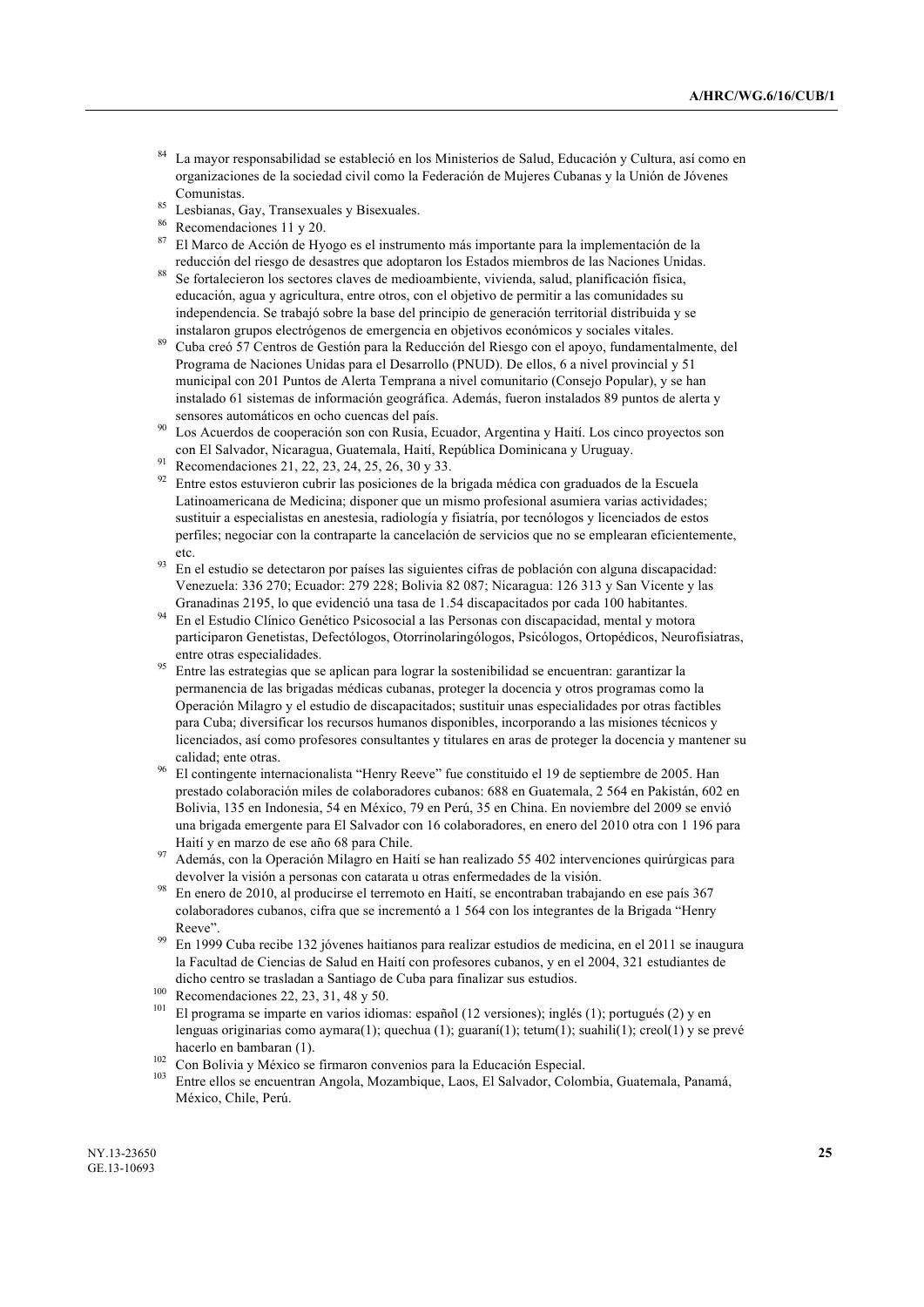[84] La mayor responsabilidad se estableció en los Ministerios de Salud, Educación y Cultura, así como en organizaciones de la sociedad civil como la Federación de Mujeres Cubanas y la Unión de Jóvenes Comunistas.

[85] Lesbianas, Gay, Transexuales y Bisexuales.

[86] Recomendaciones 11 y 20.

[87] El Marco de Acción de Hyogo es el instrumento más importante para la implementación de la reducción del riesgo de desastres que adoptaron los Estados miembros de las Naciones Unidas.

[88] Se fortalecieron los sectores claves de medioambiente, vivienda, salud, planificación física, educación, agua y agricultura, entre otros, con el objetivo de permitir a las comunidades su independencia. Se trabajó sobre la base del principio de generación territorial distribuida y se instalaron grupos electrógenos de emergencia en objetivos económicos y sociales vitales.

[89] Cuba creó 57 Centros de Gestión para la Reducción del Riesgo con el apoyo, fundamentalmente, del Programa de Naciones Unidas para el Desarrollo (PNUD). De ellos, 6 a nivel provincial y 51 municipal con 201 Puntos de Alerta Temprana a nivel comunitario (Consejo Popular), y se han instalado 61 sistemas de información geográfica. Además, fueron instalados 89 puntos de alerta y sensores automáticos en ocho cuencas del país.

[90] Los Acuerdos de cooperación son con Rusia, Ecuador, Argentina y Haití. Los cinco proyectos son con El Salvador, Nicaragua, Guatemala, Haití, República Dominicana y Uruguay.

[91] Recomendaciones 21, 22, 23, 24, 25, 26, 30 y 33.

[92] Entre estos estuvieron cubrir las posiciones de la brigada médica con graduados de la Escuela Latinoamericana de Medicina; disponer que un mismo profesional asumiera varias actividades; sustituir a especialistas en anestesia, radiología y fisiatría, por tecnólogos y licenciados de estos perfiles; negociar con la contraparte la cancelación de servicios que no se emplearan eficientemente, etc.

[93] En el estudio se detectaron por países las siguientes cifras de población con alguna discapacidad: Venezuela: 336 270; Ecuador: 279 228; Bolivia 82 087; Nicaragua: 126 313 y San Vicente y las Granadinas 2195, lo que evidenció una tasa de 1.54 discapacitados por cada 100 habitantes.

[94] En el Estudio Clínico Genético Psicosocial a las Personas con discapacidad, mental y motora participaron Genetistas, Defectólogos, Otorrinolaringólogos, Psicólogos, Ortopédicos, Neurofisiatras, entre otras especialidades.

[95] Entre las estrategias que se aplican para lograr la sostenibilidad se encuentran: garantizar la permanencia de las brigadas médicas cubanas, proteger la docencia y otros programas como la Operación Milagro y el estudio de discapacitados; sustituir unas especialidades por otras factibles para Cuba; diversificar los recursos humanos disponibles, incorporando a las misiones técnicos y licenciados, así como profesores consultantes y titulares en aras de proteger la docencia y mantener su calidad; ente otras.

[96] El contingente internacionalista "Henry Reeve" fue constituido el 19 de septiembre de 2005. Han prestado colaboración miles de colaboradores cubanos: 688 en Guatemala, 2 564 en Pakistán, 602 en Bolivia, 135 en Indonesia, 54 en México, 79 en Perú, 35 en China. En noviembre del 2009 se envió una brigada emergente para El Salvador con 16 colaboradores, en enero del 2010 otra con 1 196 para Haití y en marzo de ese año 68 para Chile.

[97] Además, con la Operación Milagro en Haití se han realizado 55 402 intervenciones quirúrgicas para devolver la visión a personas con catarata u otras enfermedades de la visión.

[98] En enero de 2010, al producirse el terremoto en Haití, se encontraban trabajando en ese país 367 colaboradores cubanos, cifra que se incrementó a 1 564 con los integrantes de la Brigada "Henry Reeve".

[99] En 1999 Cuba recibe 132 jóvenes haitianos para realizar estudios de medicina, en el 2011 se inaugura la Facultad de Ciencias de Salud en Haití con profesores cubanos, y en el 2004, 321 estudiantes de dicho centro se trasladan a Santiago de Cuba para finalizar sus estudios.

[100] Recomendaciones 22, 23, 31, 48 y 50.

[101] El programa se imparte en varios idiomas: español (12 versiones); inglés (1); portugués (2) y en lenguas originarias como aymara(1); quechua (1); guaraní(1); tetum(1); suahili(1); creol(1) y se prevé hacerlo en bambaran (1).

[102] Con Bolivia y México se firmaron convenios para la Educación Especial.

[103] Entre ellos se encuentran Angola, Mozambique, Laos, El Salvador, Colombia, Guatemala, Panamá, México, Chile, Perú.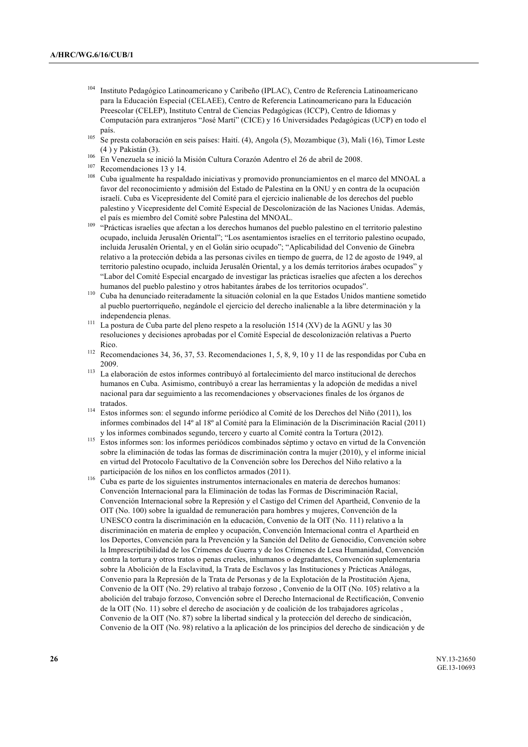[104] Instituto Pedagógico Latinoamericano y Caribeño (IPLAC), Centro de Referencia Latinoamericano para la Educación Especial (CELAEE), Centro de Referencia Latinoamericano para la Educación Preescolar (CELEP), Instituto Central de Ciencias Pedagógicas (ICCP), Centro de Idiomas y Computación para extranjeros "José Martí" (CICE) y 16 Universidades Pedagógicas (UCP) en todo el país.

[105] Se presta colaboración en seis países: Haití. (4), Angola (5), Mozambique (3), Mali (16), Timor Leste (4 ) y Pakistán (3).

[106] En Venezuela se inició la Misión Cultura Corazón Adentro el 26 de abril de 2008.

[107] Recomendaciones 13 y 14.

[108] Cuba igualmente ha respaldado iniciativas y promovido pronunciamientos en el marco del MNOAL a favor del reconocimiento y admisión del Estado de Palestina en la ONU y en contra de la ocupación israelí. Cuba es Vicepresidente del Comité para el ejercicio inalienable de los derechos del pueblo palestino y Vicepresidente del Comité Especial de Descolonización de las Naciones Unidas. Además, el país es miembro del Comité sobre Palestina del MNOAL.

[109] "Prácticas israelíes que afectan a los derechos humanos del pueblo palestino en el territorio palestino ocupado, incluida Jerusalén Oriental"; "Los asentamientos israelíes en el territorio palestino ocupado, incluida Jerusalén Oriental, y en el Golán sirio ocupado"; "Aplicabilidad del Convenio de Ginebra relativo a la protección debida a las personas civiles en tiempo de guerra, de 12 de agosto de 1949, al territorio palestino ocupado, incluida Jerusalén Oriental, y a los demás territorios árabes ocupados" y "Labor del Comité Especial encargado de investigar las prácticas israelíes que afecten a los derechos humanos del pueblo palestino y otros habitantes árabes de los territorios ocupados".

[110] Cuba ha denunciado reiteradamente la situación colonial en la que Estados Unidos mantiene sometido al pueblo puertorriqueño, negándole el ejercicio del derecho inalienable a la libre determinación y la independencia plenas.

[111] La postura de Cuba parte del pleno respeto a la resolución 1514 (XV) de la AGNU y las 30 resoluciones y decisiones aprobadas por el Comité Especial de descolonización relativas a Puerto Rico.

[112] Recomendaciones 34, 36, 37, 53. Recomendaciones 1, 5, 8, 9, 10 y 11 de las respondidas por Cuba en 2009.

[113] La elaboración de estos informes contribuyó al fortalecimiento del marco institucional de derechos humanos en Cuba. Asimismo, contribuyó a crear las herramientas y la adopción de medidas a nivel nacional para dar seguimiento a las recomendaciones y observaciones finales de los órganos de tratados.

[114] Estos informes son: el segundo informe periódico al Comité de los Derechos del Niño (2011), los informes combinados del 14º al 18º al Comité para la Eliminación de la Discriminación Racial (2011) y los informes combinados segundo, tercero y cuarto al Comité contra la Tortura (2012).

[115] Estos informes son: los informes periódicos combinados séptimo y octavo en virtud de la Convención sobre la eliminación de todas las formas de discriminación contra la mujer (2010), y el informe inicial en virtud del Protocolo Facultativo de la Convención sobre los Derechos del Niño relativo a la participación de los niños en los conflictos armados (2011).

[116] Cuba es parte de los siguientes instrumentos internacionales en materia de derechos humanos: Convención Internacional para la Eliminación de todas las Formas de Discriminación Racial, Convención Internacional sobre la Represión y el Castigo del Crimen del Apartheid, Convenio de la OIT (No. 100) sobre la igualdad de remuneración para hombres y mujeres, Convención de la UNESCO contra la discriminación en la educación, Convenio de la OIT (No. 111) relativo a la discriminación en materia de empleo y ocupación, Convención Internacional contra el Apartheid en los Deportes, Convención para la Prevención y la Sanción del Delito de Genocidio, Convención sobre la Imprescriptibilidad de los Crímenes de Guerra y de los Crímenes de Lesa Humanidad, Convención contra la tortura y otros tratos o penas crueles, inhumanos o degradantes, Convención suplementaria sobre la Abolición de la Esclavitud, la Trata de Esclavos y las Instituciones y Prácticas Análogas, Convenio para la Represión de la Trata de Personas y de la Explotación de la Prostitución Ajena, Convenio de la OIT (No. 29) relativo al trabajo forzoso , Convenio de la OIT (No. 105) relativo a la abolición del trabajo forzoso, Convención sobre el Derecho Internacional de Rectificación, Convenio de la OIT (No. 11) sobre el derecho de asociación y de coalición de los trabajadores agrícolas , Convenio de la OIT (No. 87) sobre la libertad sindical y la protección del derecho de sindicación, Convenio de la OIT (No. 98) relativo a la aplicación de los principios del derecho de sindicación y de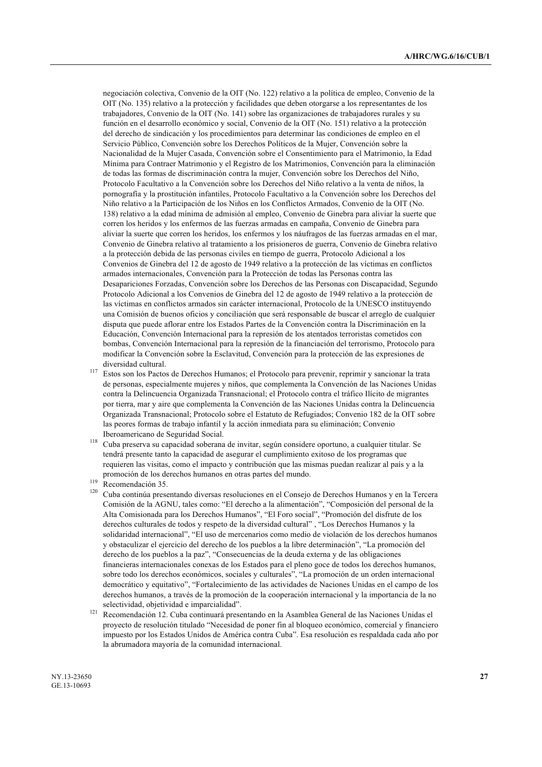negociación colectiva, Convenio de la OIT (No. 122) relativo a la política de empleo, Convenio de la OIT (No. 135) relativo a la protección y facilidades que deben otorgarse a los representantes de los trabajadores, Convenio de la OIT (No. 141) sobre las organizaciones de trabajadores rurales y su función en el desarrollo económico y social, Convenio de la OIT (No. 151) relativo a la protección del derecho de sindicación y los procedimientos para determinar las condiciones de empleo en el Servicio Público, Convención sobre los Derechos Políticos de la Mujer, Convención sobre la Nacionalidad de la Mujer Casada, Convención sobre el Consentimiento para el Matrimonio, la Edad Mínima para Contraer Matrimonio y el Registro de los Matrimonios, Convención para la eliminación de todas las formas de discriminación contra la mujer, Convención sobre los Derechos del Niño, Protocolo Facultativo a la Convención sobre los Derechos del Niño relativo a la venta de niños, la pornografía y la prostitución infantiles, Protocolo Facultativo a la Convención sobre los Derechos del Niño relativo a la Participación de los Niños en los Conflictos Armados, Convenio de la OIT (No. 138) relativo a la edad mínima de admisión al empleo, Convenio de Ginebra para aliviar la suerte que corren los heridos y los enfermos de las fuerzas armadas en campaña, Convenio de Ginebra para aliviar la suerte que corren los heridos, los enfermos y los náufragos de las fuerzas armadas en el mar, Convenio de Ginebra relativo al tratamiento a los prisioneros de guerra, Convenio de Ginebra relativo a la protección debida de las personas civiles en tiempo de guerra, Protocolo Adicional a los Convenios de Ginebra del 12 de agosto de 1949 relativo a la protección de las víctimas en conflictos armados internacionales, Convención para la Protección de todas las Personas contra las Desapariciones Forzadas, Convención sobre los Derechos de las Personas con Discapacidad, Segundo Protocolo Adicional a los Convenios de Ginebra del 12 de agosto de 1949 relativo a la protección de las víctimas en conflictos armados sin carácter internacional, Protocolo de la UNESCO instituyendo una Comisión de buenos oficios y conciliación que será responsable de buscar el arreglo de cualquier disputa que puede aflorar entre los Estados Partes de la Convención contra la Discriminación en la Educación, Convención Internacional para la represión de los atentados terroristas cometidos con bombas, Convención Internacional para la represión de la financiación del terrorismo, Protocolo para modificar la Convención sobre la Esclavitud, Convención para la protección de las expresiones de diversidad cultural.

[117] Estos son los Pactos de Derechos Humanos; el Protocolo para prevenir, reprimir y sancionar la trata de personas, especialmente mujeres y niños, que complementa la Convención de las Naciones Unidas contra la Delincuencia Organizada Transnacional; el Protocolo contra el tráfico Ilícito de migrantes por tierra, mar y aire que complementa la Convención de las Naciones Unidas contra la Delincuencia Organizada Transnacional; Protocolo sobre el Estatuto de Refugiados; Convenio 182 de la OIT sobre las peores formas de trabajo infantil y la acción inmediata para su eliminación; Convenio Iberoamericano de Seguridad Social.

[118] Cuba preserva su capacidad soberana de invitar, según considere oportuno, a cualquier titular. Se tendrá presente tanto la capacidad de asegurar el cumplimiento exitoso de los programas que requieren las visitas, como el impacto y contribución que las mismas puedan realizar al país y a la promoción de los derechos humanos en otras partes del mundo.

[119] Recomendación 35.

[120] Cuba continúa presentando diversas resoluciones en el Consejo de Derechos Humanos y en la Tercera Comisión de la AGNU, tales como: "El derecho a la alimentación", "Composición del personal de la Alta Comisionada para los Derechos Humanos", "El Foro social", "Promoción del disfrute de los derechos culturales de todos y respeto de la diversidad cultural" , "Los Derechos Humanos y la solidaridad internacional", "El uso de mercenarios como medio de violación de los derechos humanos y obstaculizar el ejercicio del derecho de los pueblos a la libre determinación", "La promoción del derecho de los pueblos a la paz", "Consecuencias de la deuda externa y de las obligaciones financieras internacionales conexas de los Estados para el pleno goce de todos los derechos humanos, sobre todo los derechos económicos, sociales y culturales", "La promoción de un orden internacional democrático y equitativo", "Fortalecimiento de las actividades de Naciones Unidas en el campo de los derechos humanos, a través de la promoción de la cooperación internacional y la importancia de la no selectividad, objetividad e imparcialidad".

[121] Recomendación 12. Cuba continuará presentando en la Asamblea General de las Naciones Unidas el proyecto de resolución titulado "Necesidad de poner fin al bloqueo económico, comercial y financiero impuesto por los Estados Unidos de América contra Cuba". Esa resolución es respaldada cada año por la abrumadora mayoría de la comunidad internacional.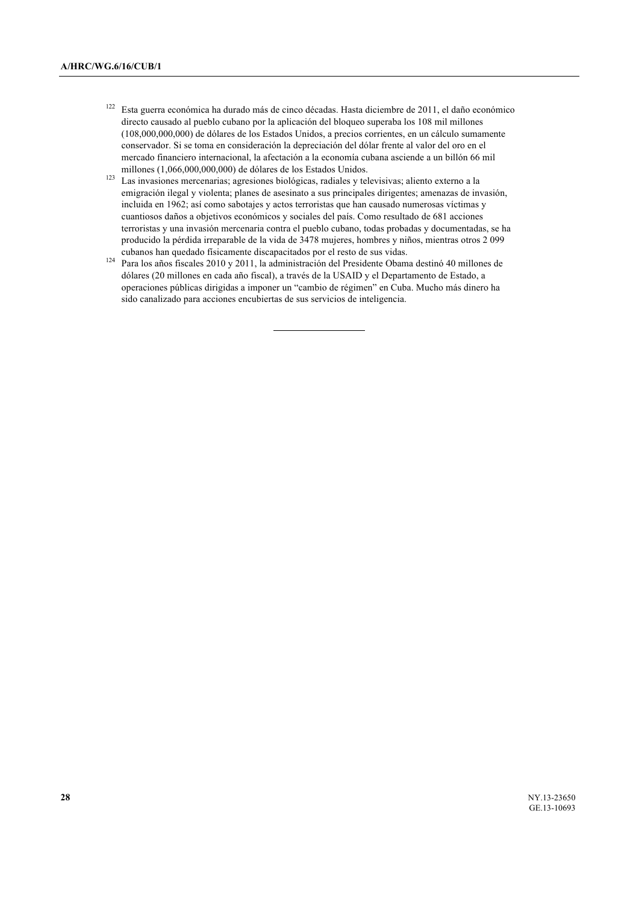[122] Esta guerra económica ha durado más de cinco décadas. Hasta diciembre de 2011, el daño económico directo causado al pueblo cubano por la aplicación del bloqueo superaba los 108 mil millones (108,000,000,000) de dólares de los Estados Unidos, a precios corrientes, en un cálculo sumamente conservador. Si se toma en consideración la depreciación del dólar frente al valor del oro en el mercado financiero internacional, la afectación a la economía cubana asciende a un billón 66 mil millones (1,066,000,000,000) de dólares de los Estados Unidos.

[123] Las invasiones mercenarias; agresiones biológicas, radiales y televisivas; aliento externo a la emigración ilegal y violenta; planes de asesinato a sus principales dirigentes; amenazas de invasión, incluida en 1962; así como sabotajes y actos terroristas que han causado numerosas víctimas y cuantiosos daños a objetivos económicos y sociales del país. Como resultado de 681 acciones terroristas y una invasión mercenaria contra el pueblo cubano, todas probadas y documentadas, se ha producido la pérdida irreparable de la vida de 3478 mujeres, hombres y niños, mientras otros 2 099 cubanos han quedado físicamente discapacitados por el resto de sus vidas.

[124] Para los años fiscales 2010 y 2011, la administración del Presidente Obama destinó 40 millones de dólares (20 millones en cada año fiscal), a través de la USAID y el Departamento de Estado, a operaciones públicas dirigidas a imponer un "cambio de régimen" en Cuba. Mucho más dinero ha sido canalizado para acciones encubiertas de sus servicios de inteligencia.